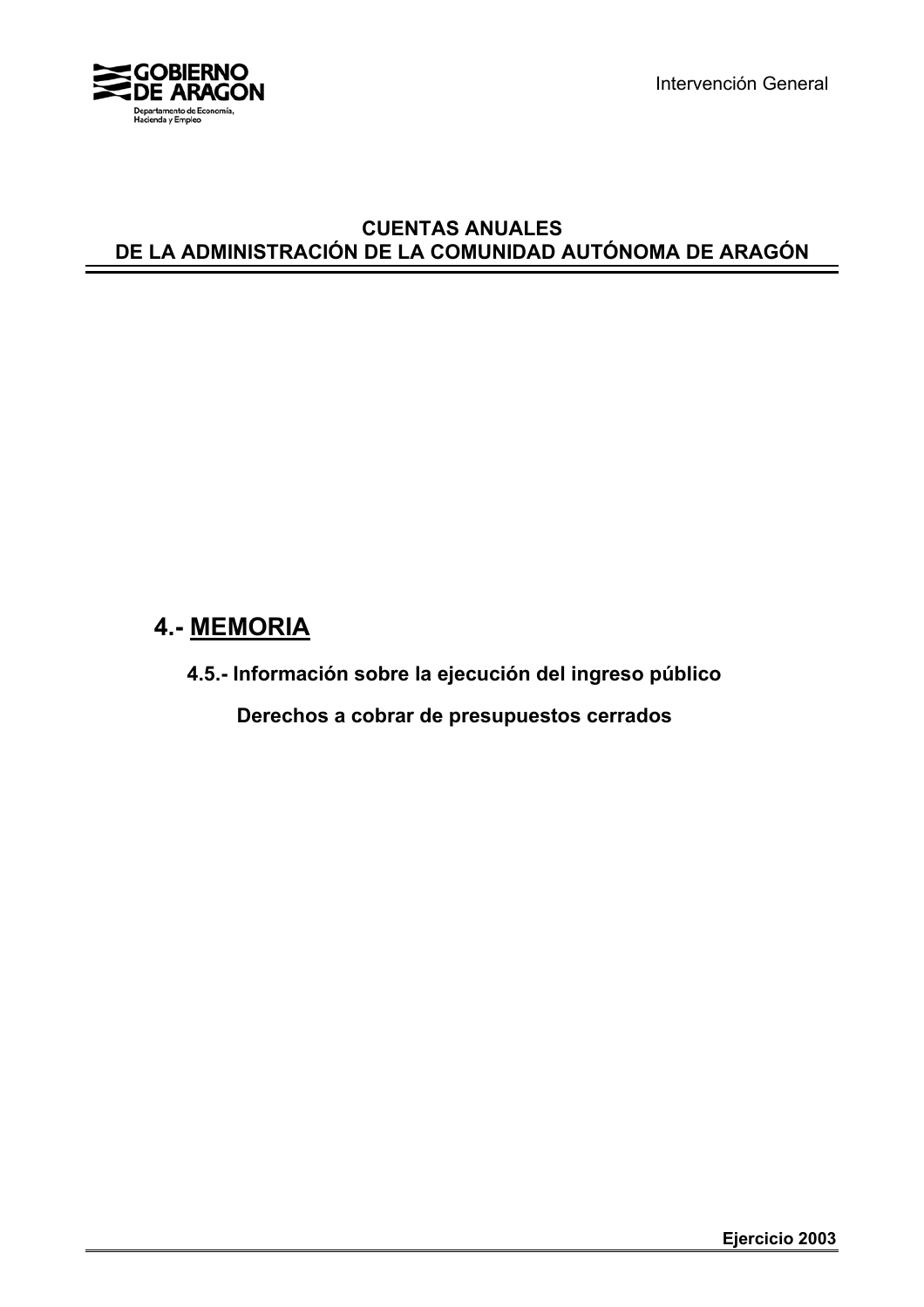GOBIERNO DE ARAGON

Departamento de Economía, Hacienda y Empleo

Intervención General

# CUENTAS ANUALES DE LA ADMINISTRACIÓN DE LA COMUNIDAD AUTÓNOMA DE ARAGÓN

## 4.- MEMORIA

### 4.5.- Información sobre la ejecución del ingreso público

#### Derechos a cobrar de presupuestos cerrados

**Ejercicio 2003**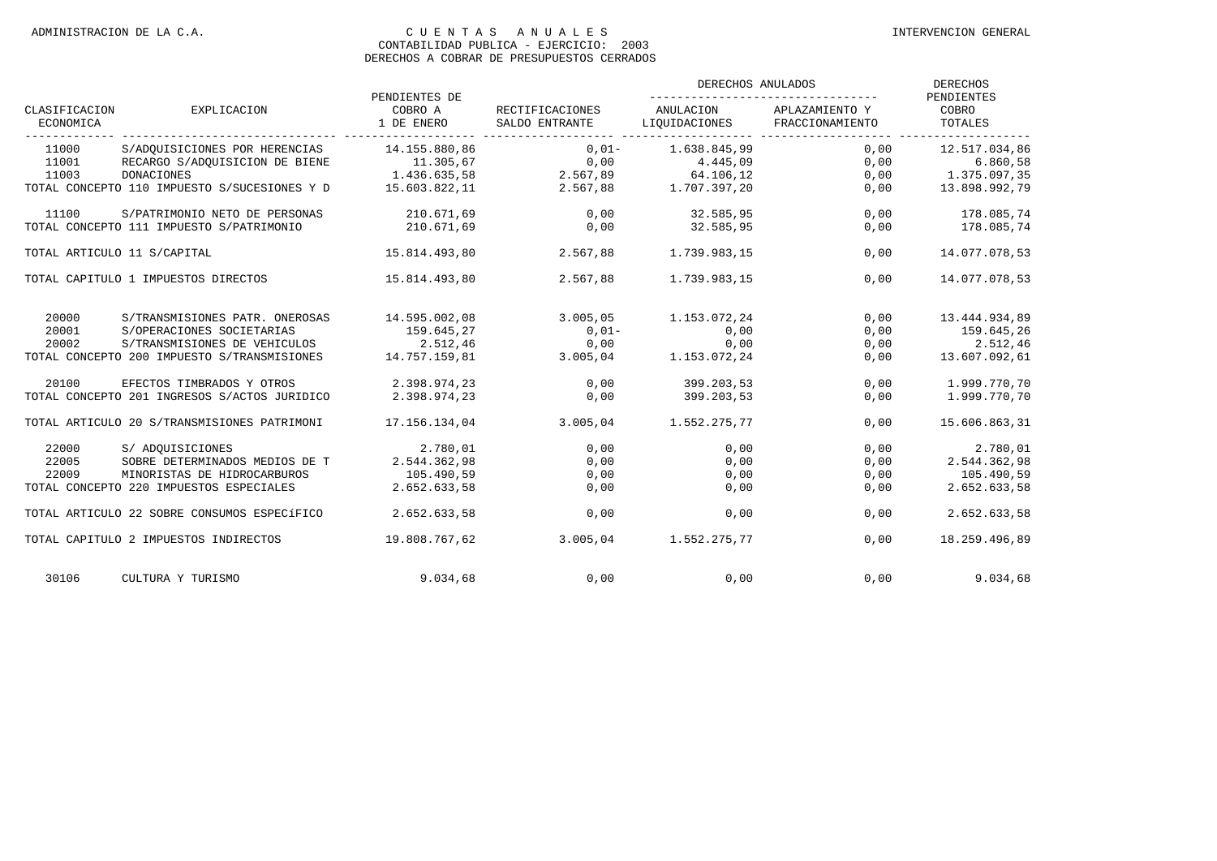ADMINISTRACION DE LA C.A. — C U E N T A S A N U A L E S — INTERVENCION GENERAL

CONTABILIDAD PUBLICA - EJERCICIO: 2003

DERECHOS A COBRAR DE PRESUPUESTOS CERRADOS

| CLASIFICACION ECONOMICA | EXPLICACION | PENDIENTES DE COBRO A 1 DE ENERO | RECTIFICACIONES SALDO ENTRANTE | DERECHOS ANULADOS | | DERECHOS PENDIENTES COBRO TOTALES |
|---|---|---|---|---|---|---|
| | | | | ANULACION LIQUIDACIONES | APLAZAMIENTO Y FRACCIONAMIENTO | |
| 11000 | S/ADQUISICIONES POR HERENCIAS | 14.155.880,86 | 0,01- | 1.638.845,99 | 0,00 | 12.517.034,86 |
| 11001 | RECARGO S/ADQUISICION DE BIENE | 11.305,67 | 0,00 | 4.445,09 | 0,00 | 6.860,58 |
| 11003 | DONACIONES | 1.436.635,58 | 2.567,89 | 64.106,12 | 0,00 | 1.375.097,35 |
| TOTAL CONCEPTO 110 IMPUESTO S/SUCESIONES Y D | | 15.603.822,11 | 2.567,88 | 1.707.397,20 | 0,00 | 13.898.992,79 |
| 11100 | S/PATRIMONIO NETO DE PERSONAS | 210.671,69 | 0,00 | 32.585,95 | 0,00 | 178.085,74 |
| TOTAL CONCEPTO 111 IMPUESTO S/PATRIMONIO | | 210.671,69 | 0,00 | 32.585,95 | 0,00 | 178.085,74 |
| TOTAL ARTICULO 11 S/CAPITAL | | 15.814.493,80 | 2.567,88 | 1.739.983,15 | 0,00 | 14.077.078,53 |
| TOTAL CAPITULO 1 IMPUESTOS DIRECTOS | | 15.814.493,80 | 2.567,88 | 1.739.983,15 | 0,00 | 14.077.078,53 |
| 20000 | S/TRANSMISIONES PATR. ONEROSAS | 14.595.002,08 | 3.005,05 | 1.153.072,24 | 0,00 | 13.444.934,89 |
| 20001 | S/OPERACIONES SOCIETARIAS | 159.645,27 | 0,01- | 0,00 | 0,00 | 159.645,26 |
| 20002 | S/TRANSMISIONES DE VEHICULOS | 2.512,46 | 0,00 | 0,00 | 0,00 | 2.512,46 |
| TOTAL CONCEPTO 200 IMPUESTO S/TRANSMISIONES | | 14.757.159,81 | 3.005,04 | 1.153.072,24 | 0,00 | 13.607.092,61 |
| 20100 | EFECTOS TIMBRADOS Y OTROS | 2.398.974,23 | 0,00 | 399.203,53 | 0,00 | 1.999.770,70 |
| TOTAL CONCEPTO 201 INGRESOS S/ACTOS JURIDICO | | 2.398.974,23 | 0,00 | 399.203,53 | 0,00 | 1.999.770,70 |
| TOTAL ARTICULO 20 S/TRANSMISIONES PATRIMONI | | 17.156.134,04 | 3.005,04 | 1.552.275,77 | 0,00 | 15.606.863,31 |
| 22000 | S/ ADQUISICIONES | 2.780,01 | 0,00 | 0,00 | 0,00 | 2.780,01 |
| 22005 | SOBRE DETERMINADOS MEDIOS DE T | 2.544.362,98 | 0,00 | 0,00 | 0,00 | 2.544.362,98 |
| 22009 | MINORISTAS DE HIDROCARBUROS | 105.490,59 | 0,00 | 0,00 | 0,00 | 105.490,59 |
| TOTAL CONCEPTO 220 IMPUESTOS ESPECIALES | | 2.652.633,58 | 0,00 | 0,00 | 0,00 | 2.652.633,58 |
| TOTAL ARTICULO 22 SOBRE CONSUMOS ESPECíFICO | | 2.652.633,58 | 0,00 | 0,00 | 0,00 | 2.652.633,58 |
| TOTAL CAPITULO 2 IMPUESTOS INDIRECTOS | | 19.808.767,62 | 3.005,04 | 1.552.275,77 | 0,00 | 18.259.496,89 |
| 30106 | CULTURA Y TURISMO | 9.034,68 | 0,00 | 0,00 | 0,00 | 9.034,68 |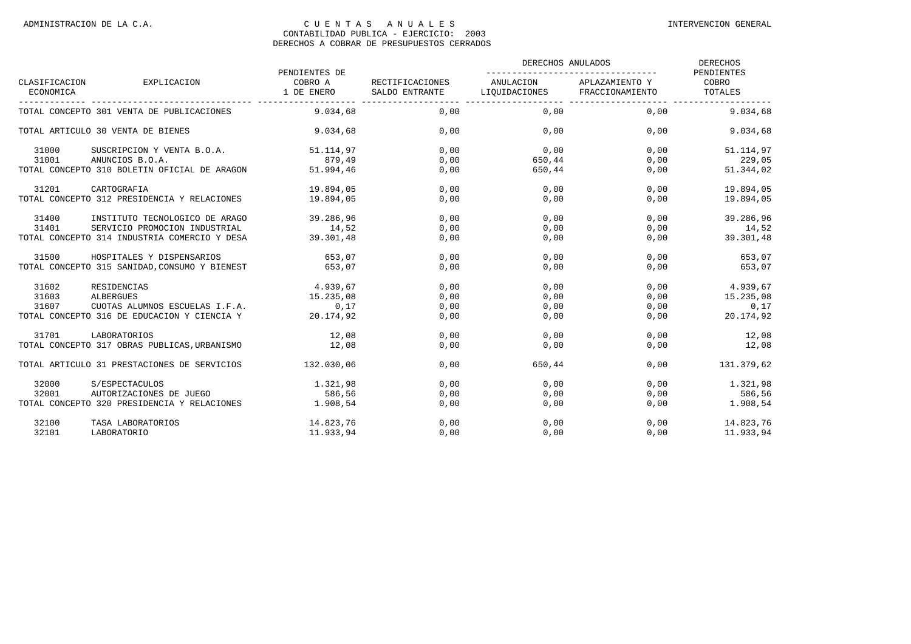CUENTAS ANUALES
CONTABILIDAD PUBLICA - EJERCICIO: 2003
DERECHOS A COBRAR DE PRESUPUESTOS CERRADOS

| CLASIFICACION ECONOMICA | EXPLICACION | PENDIENTES DE COBRO A 1 DE ENERO | RECTIFICACIONES SALDO ENTRANTE | DERECHOS ANULADOS | | DERECHOS PENDIENTES COBRO TOTALES |
|---|---|---|---|---|---|---|
| | | | | ANULACION LIQUIDACIONES | APLAZAMIENTO Y FRACCIONAMIENTO | |
| TOTAL CONCEPTO 301 VENTA DE PUBLICACIONES | | 9.034,68 | 0,00 | 0,00 | 0,00 | 9.034,68 |
| TOTAL ARTICULO 30 VENTA DE BIENES | | 9.034,68 | 0,00 | 0,00 | 0,00 | 9.034,68 |
| 31000 | SUSCRIPCION Y VENTA B.O.A. | 51.114,97 | 0,00 | 0,00 | 0,00 | 51.114,97 |
| 31001 | ANUNCIOS B.O.A. | 879,49 | 0,00 | 650,44 | 0,00 | 229,05 |
| TOTAL CONCEPTO 310 BOLETIN OFICIAL DE ARAGON | | 51.994,46 | 0,00 | 650,44 | 0,00 | 51.344,02 |
| 31201 | CARTOGRAFIA | 19.894,05 | 0,00 | 0,00 | 0,00 | 19.894,05 |
| TOTAL CONCEPTO 312 PRESIDENCIA Y RELACIONES | | 19.894,05 | 0,00 | 0,00 | 0,00 | 19.894,05 |
| 31400 | INSTITUTO TECNOLOGICO DE ARAGO | 39.286,96 | 0,00 | 0,00 | 0,00 | 39.286,96 |
| 31401 | SERVICIO PROMOCION INDUSTRIAL | 14,52 | 0,00 | 0,00 | 0,00 | 14,52 |
| TOTAL CONCEPTO 314 INDUSTRIA COMERCIO Y DESA | | 39.301,48 | 0,00 | 0,00 | 0,00 | 39.301,48 |
| 31500 | HOSPITALES Y DISPENSARIOS | 653,07 | 0,00 | 0,00 | 0,00 | 653,07 |
| TOTAL CONCEPTO 315 SANIDAD,CONSUMO Y BIENEST | | 653,07 | 0,00 | 0,00 | 0,00 | 653,07 |
| 31602 | RESIDENCIAS | 4.939,67 | 0,00 | 0,00 | 0,00 | 4.939,67 |
| 31603 | ALBERGUES | 15.235,08 | 0,00 | 0,00 | 0,00 | 15.235,08 |
| 31607 | CUOTAS ALUMNOS ESCUELAS I.F.A. | 0,17 | 0,00 | 0,00 | 0,00 | 0,17 |
| TOTAL CONCEPTO 316 DE EDUCACION Y CIENCIA Y | | 20.174,92 | 0,00 | 0,00 | 0,00 | 20.174,92 |
| 31701 | LABORATORIOS | 12,08 | 0,00 | 0,00 | 0,00 | 12,08 |
| TOTAL CONCEPTO 317 OBRAS PUBLICAS,URBANISMO | | 12,08 | 0,00 | 0,00 | 0,00 | 12,08 |
| TOTAL ARTICULO 31 PRESTACIONES DE SERVICIOS | | 132.030,06 | 0,00 | 650,44 | 0,00 | 131.379,62 |
| 32000 | S/ESPECTACULOS | 1.321,98 | 0,00 | 0,00 | 0,00 | 1.321,98 |
| 32001 | AUTORIZACIONES DE JUEGO | 586,56 | 0,00 | 0,00 | 0,00 | 586,56 |
| TOTAL CONCEPTO 320 PRESIDENCIA Y RELACIONES | | 1.908,54 | 0,00 | 0,00 | 0,00 | 1.908,54 |
| 32100 | TASA LABORATORIOS | 14.823,76 | 0,00 | 0,00 | 0,00 | 14.823,76 |
| 32101 | LABORATORIO | 11.933,94 | 0,00 | 0,00 | 0,00 | 11.933,94 |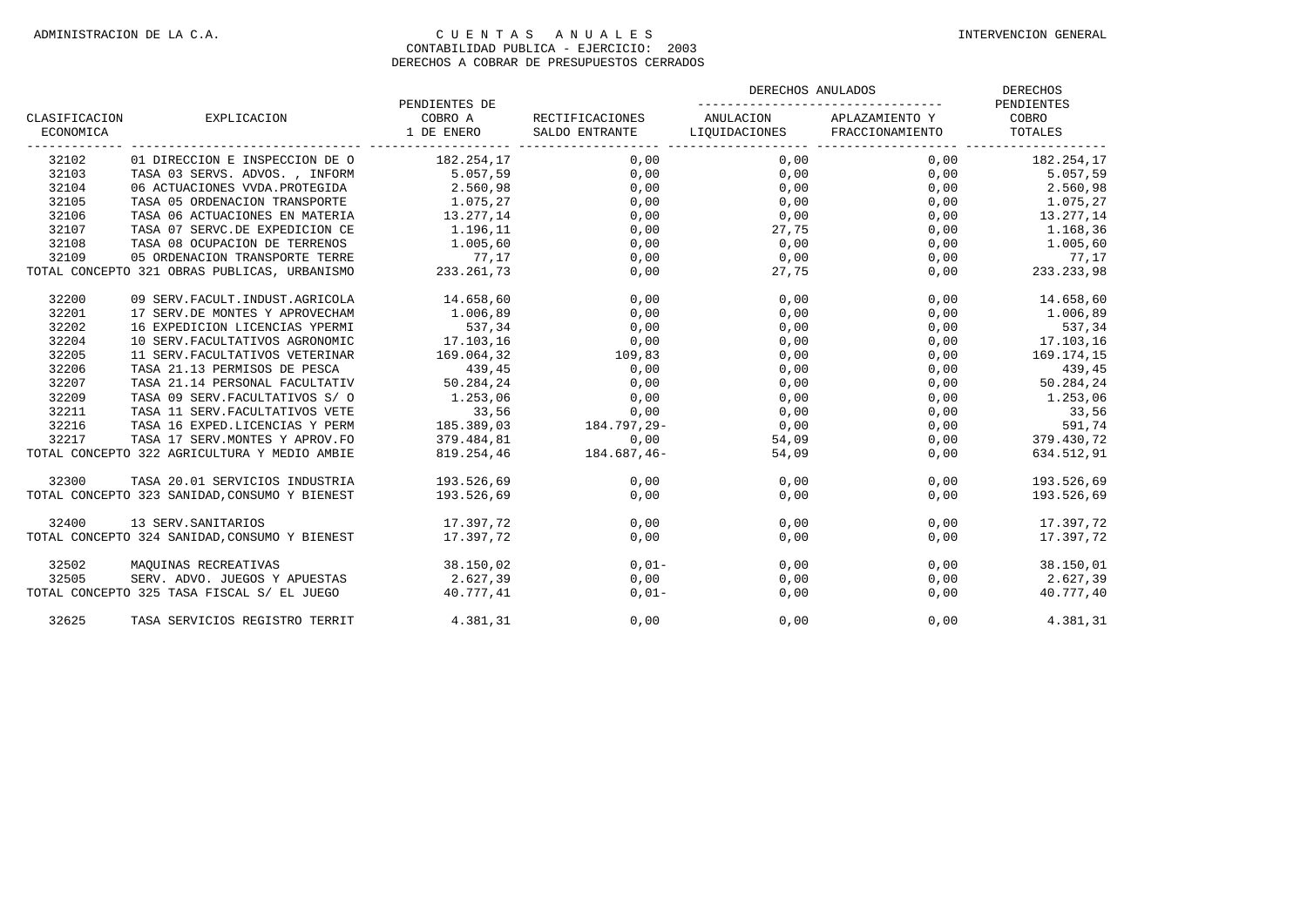CONTABILIDAD PUBLICA - EJERCICIO: 2003

DERECHOS A COBRAR DE PRESUPUESTOS CERRADOS

| CLASIFICACION ECONOMICA | EXPLICACION | PENDIENTES DE COBRO A 1 DE ENERO | RECTIFICACIONES SALDO ENTRANTE | DERECHOS ANULADOS | | DERECHOS PENDIENTES COBRO TOTALES |
|---|---|---|---|---|---|---|
| | | | | ANULACION LIQUIDACIONES | APLAZAMIENTO Y FRACCIONAMIENTO | |
| 32102 | 01 DIRECCION E INSPECCION DE O | 182.254,17 | 0,00 | 0,00 | 0,00 | 182.254,17 |
| 32103 | TASA 03 SERVS. ADVOS. , INFORM | 5.057,59 | 0,00 | 0,00 | 0,00 | 5.057,59 |
| 32104 | 06 ACTUACIONES VVDA.PROTEGIDA | 2.560,98 | 0,00 | 0,00 | 0,00 | 2.560,98 |
| 32105 | TASA 05 ORDENACION TRANSPORTE | 1.075,27 | 0,00 | 0,00 | 0,00 | 1.075,27 |
| 32106 | TASA 06 ACTUACIONES EN MATERIA | 13.277,14 | 0,00 | 0,00 | 0,00 | 13.277,14 |
| 32107 | TASA 07 SERVC.DE EXPEDICION CE | 1.196,11 | 0,00 | 27,75 | 0,00 | 1.168,36 |
| 32108 | TASA 08 OCUPACION DE TERRENOS | 1.005,60 | 0,00 | 0,00 | 0,00 | 1.005,60 |
| 32109 | 05 ORDENACION TRANSPORTE TERRE | 77,17 | 0,00 | 0,00 | 0,00 | 77,17 |
| TOTAL CONCEPTO 321 OBRAS PUBLICAS, URBANISMO | | 233.261,73 | 0,00 | 27,75 | 0,00 | 233.233,98 |
| 32200 | 09 SERV.FACULT.INDUST.AGRICOLA | 14.658,60 | 0,00 | 0,00 | 0,00 | 14.658,60 |
| 32201 | 17 SERV.DE MONTES Y APROVECHAM | 1.006,89 | 0,00 | 0,00 | 0,00 | 1.006,89 |
| 32202 | 16 EXPEDICION LICENCIAS YPERMI | 537,34 | 0,00 | 0,00 | 0,00 | 537,34 |
| 32204 | 10 SERV.FACULTATIVOS AGRONOMIC | 17.103,16 | 0,00 | 0,00 | 0,00 | 17.103,16 |
| 32205 | 11 SERV.FACULTATIVOS VETERINAR | 169.064,32 | 109,83 | 0,00 | 0,00 | 169.174,15 |
| 32206 | TASA 21.13 PERMISOS DE PESCA | 439,45 | 0,00 | 0,00 | 0,00 | 439,45 |
| 32207 | TASA 21.14 PERSONAL FACULTATIV | 50.284,24 | 0,00 | 0,00 | 0,00 | 50.284,24 |
| 32209 | TASA 09 SERV.FACULTATIVOS S/ O | 1.253,06 | 0,00 | 0,00 | 0,00 | 1.253,06 |
| 32211 | TASA 11 SERV.FACULTATIVOS VETE | 33,56 | 0,00 | 0,00 | 0,00 | 33,56 |
| 32216 | TASA 16 EXPED.LICENCIAS Y PERM | 185.389,03 | 184.797,29- | 0,00 | 0,00 | 591,74 |
| 32217 | TASA 17 SERV.MONTES Y APROV.FO | 379.484,81 | 0,00 | 54,09 | 0,00 | 379.430,72 |
| TOTAL CONCEPTO 322 AGRICULTURA Y MEDIO AMBIE | | 819.254,46 | 184.687,46- | 54,09 | 0,00 | 634.512,91 |
| 32300 | TASA 20.01 SERVICIOS INDUSTRIA | 193.526,69 | 0,00 | 0,00 | 0,00 | 193.526,69 |
| TOTAL CONCEPTO 323 SANIDAD,CONSUMO Y BIENEST | | 193.526,69 | 0,00 | 0,00 | 0,00 | 193.526,69 |
| 32400 | 13 SERV.SANITARIOS | 17.397,72 | 0,00 | 0,00 | 0,00 | 17.397,72 |
| TOTAL CONCEPTO 324 SANIDAD,CONSUMO Y BIENEST | | 17.397,72 | 0,00 | 0,00 | 0,00 | 17.397,72 |
| 32502 | MAQUINAS RECREATIVAS | 38.150,02 | 0,01- | 0,00 | 0,00 | 38.150,01 |
| 32505 | SERV. ADVO. JUEGOS Y APUESTAS | 2.627,39 | 0,00 | 0,00 | 0,00 | 2.627,39 |
| TOTAL CONCEPTO 325 TASA FISCAL S/ EL JUEGO | | 40.777,41 | 0,01- | 0,00 | 0,00 | 40.777,40 |
| 32625 | TASA SERVICIOS REGISTRO TERRIT | 4.381,31 | 0,00 | 0,00 | 0,00 | 4.381,31 |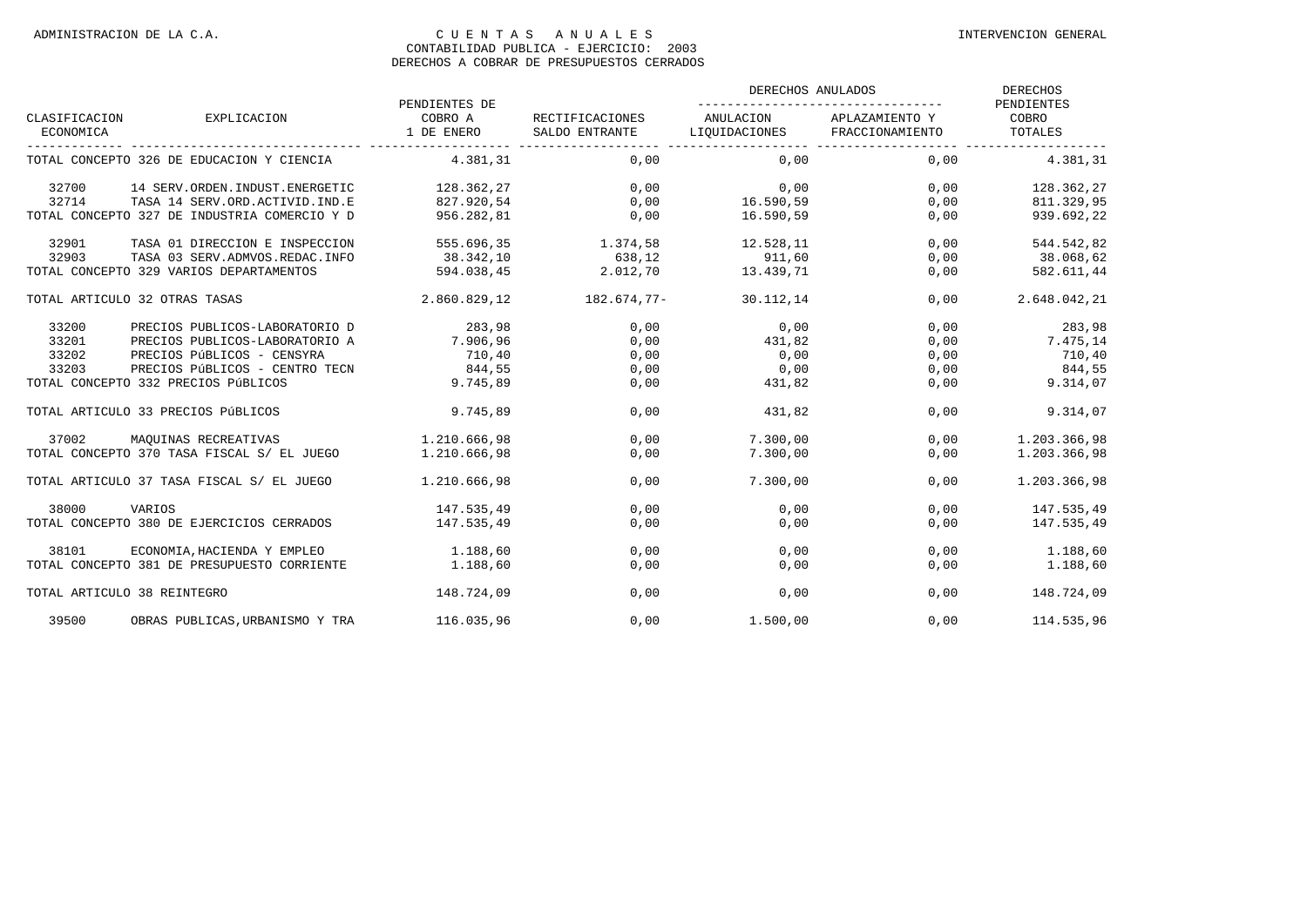ADMINISTRACION DE LA C.A. — CUENTAS ANUALES — INTERVENCION GENERAL

CONTABILIDAD PUBLICA - EJERCICIO: 2003

DERECHOS A COBRAR DE PRESUPUESTOS CERRADOS

| CLASIFICACION ECONOMICA | EXPLICACION | PENDIENTES DE COBRO A 1 DE ENERO | RECTIFICACIONES SALDO ENTRANTE | DERECHOS ANULADOS | | DERECHOS PENDIENTES COBRO TOTALES |
|---|---|---|---|---|---|---|
| | | | | ANULACION LIQUIDACIONES | APLAZAMIENTO Y FRACCIONAMIENTO | |
| TOTAL CONCEPTO 326 DE EDUCACION Y CIENCIA | | 4.381,31 | 0,00 | 0,00 | 0,00 | 4.381,31 |
| 32700 | 14 SERV.ORDEN.INDUST.ENERGETIC | 128.362,27 | 0,00 | 0,00 | 0,00 | 128.362,27 |
| 32714 | TASA 14 SERV.ORD.ACTIVID.IND.E | 827.920,54 | 0,00 | 16.590,59 | 0,00 | 811.329,95 |
| TOTAL CONCEPTO 327 DE INDUSTRIA COMERCIO Y D | | 956.282,81 | 0,00 | 16.590,59 | 0,00 | 939.692,22 |
| 32901 | TASA 01 DIRECCION E INSPECCION | 555.696,35 | 1.374,58 | 12.528,11 | 0,00 | 544.542,82 |
| 32903 | TASA 03 SERV.ADMVOS.REDAC.INFO | 38.342,10 | 638,12 | 911,60 | 0,00 | 38.068,62 |
| TOTAL CONCEPTO 329 VARIOS DEPARTAMENTOS | | 594.038,45 | 2.012,70 | 13.439,71 | 0,00 | 582.611,44 |
| TOTAL ARTICULO 32 OTRAS TASAS | | 2.860.829,12 | 182.674,77- | 30.112,14 | 0,00 | 2.648.042,21 |
| 33200 | PRECIOS PUBLICOS-LABORATORIO D | 283,98 | 0,00 | 0,00 | 0,00 | 283,98 |
| 33201 | PRECIOS PUBLICOS-LABORATORIO A | 7.906,96 | 0,00 | 431,82 | 0,00 | 7.475,14 |
| 33202 | PRECIOS PúBLICOS - CENSYRA | 710,40 | 0,00 | 0,00 | 0,00 | 710,40 |
| 33203 | PRECIOS PúBLICOS - CENTRO TECN | 844,55 | 0,00 | 0,00 | 0,00 | 844,55 |
| TOTAL CONCEPTO 332 PRECIOS PúBLICOS | | 9.745,89 | 0,00 | 431,82 | 0,00 | 9.314,07 |
| TOTAL ARTICULO 33 PRECIOS PúBLICOS | | 9.745,89 | 0,00 | 431,82 | 0,00 | 9.314,07 |
| 37002 | MAQUINAS RECREATIVAS | 1.210.666,98 | 0,00 | 7.300,00 | 0,00 | 1.203.366,98 |
| TOTAL CONCEPTO 370 TASA FISCAL S/ EL JUEGO | | 1.210.666,98 | 0,00 | 7.300,00 | 0,00 | 1.203.366,98 |
| TOTAL ARTICULO 37 TASA FISCAL S/ EL JUEGO | | 1.210.666,98 | 0,00 | 7.300,00 | 0,00 | 1.203.366,98 |
| 38000 | VARIOS | 147.535,49 | 0,00 | 0,00 | 0,00 | 147.535,49 |
| TOTAL CONCEPTO 380 DE EJERCICIOS CERRADOS | | 147.535,49 | 0,00 | 0,00 | 0,00 | 147.535,49 |
| 38101 | ECONOMIA,HACIENDA Y EMPLEO | 1.188,60 | 0,00 | 0,00 | 0,00 | 1.188,60 |
| TOTAL CONCEPTO 381 DE PRESUPUESTO CORRIENTE | | 1.188,60 | 0,00 | 0,00 | 0,00 | 1.188,60 |
| TOTAL ARTICULO 38 REINTEGRO | | 148.724,09 | 0,00 | 0,00 | 0,00 | 148.724,09 |
| 39500 | OBRAS PUBLICAS,URBANISMO Y TRA | 116.035,96 | 0,00 | 1.500,00 | 0,00 | 114.535,96 |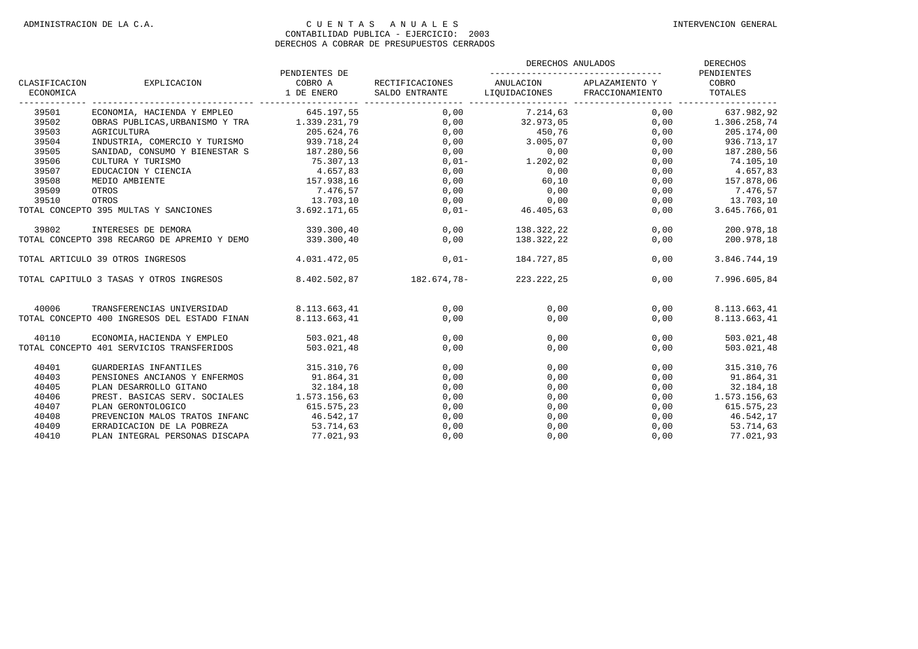ADMINISTRACION DE LA C.A.

# C U E N T A S   A N U A L E S

CONTABILIDAD PUBLICA - EJERCICIO: 2003

DERECHOS A COBRAR DE PRESUPUESTOS CERRADOS

INTERVENCION GENERAL

| CLASIFICACION ECONOMICA | EXPLICACION | PENDIENTES DE COBRO A 1 DE ENERO | RECTIFICACIONES SALDO ENTRANTE | DERECHOS ANULADOS | | DERECHOS PENDIENTES COBRO TOTALES |
|---|---|---|---|---|---|---|
| | | | | ANULACION LIQUIDACIONES | APLAZAMIENTO Y FRACCIONAMIENTO | |
| 39501 | ECONOMIA, HACIENDA Y EMPLEO | 645.197,55 | 0,00 | 7.214,63 | 0,00 | 637.982,92 |
| 39502 | OBRAS PUBLICAS,URBANISMO Y TRA | 1.339.231,79 | 0,00 | 32.973,05 | 0,00 | 1.306.258,74 |
| 39503 | AGRICULTURA | 205.624,76 | 0,00 | 450,76 | 0,00 | 205.174,00 |
| 39504 | INDUSTRIA, COMERCIO Y TURISMO | 939.718,24 | 0,00 | 3.005,07 | 0,00 | 936.713,17 |
| 39505 | SANIDAD, CONSUMO Y BIENESTAR S | 187.280,56 | 0,00 | 0,00 | 0,00 | 187.280,56 |
| 39506 | CULTURA Y TURISMO | 75.307,13 | 0,01- | 1.202,02 | 0,00 | 74.105,10 |
| 39507 | EDUCACION Y CIENCIA | 4.657,83 | 0,00 | 0,00 | 0,00 | 4.657,83 |
| 39508 | MEDIO AMBIENTE | 157.938,16 | 0,00 | 60,10 | 0,00 | 157.878,06 |
| 39509 | OTROS | 7.476,57 | 0,00 | 0,00 | 0,00 | 7.476,57 |
| 39510 | OTROS | 13.703,10 | 0,00 | 0,00 | 0,00 | 13.703,10 |
| TOTAL CONCEPTO 395 MULTAS Y SANCIONES | | 3.692.171,65 | 0,01- | 46.405,63 | 0,00 | 3.645.766,01 |
| 39802 | INTERESES DE DEMORA | 339.300,40 | 0,00 | 138.322,22 | 0,00 | 200.978,18 |
| TOTAL CONCEPTO 398 RECARGO DE APREMIO Y DEMO | | 339.300,40 | 0,00 | 138.322,22 | 0,00 | 200.978,18 |
| TOTAL ARTICULO 39 OTROS INGRESOS | | 4.031.472,05 | 0,01- | 184.727,85 | 0,00 | 3.846.744,19 |
| TOTAL CAPITULO 3 TASAS Y OTROS INGRESOS | | 8.402.502,87 | 182.674,78- | 223.222,25 | 0,00 | 7.996.605,84 |
| 40006 | TRANSFERENCIAS UNIVERSIDAD | 8.113.663,41 | 0,00 | 0,00 | 0,00 | 8.113.663,41 |
| TOTAL CONCEPTO 400 INGRESOS DEL ESTADO FINAN | | 8.113.663,41 | 0,00 | 0,00 | 0,00 | 8.113.663,41 |
| 40110 | ECONOMIA,HACIENDA Y EMPLEO | 503.021,48 | 0,00 | 0,00 | 0,00 | 503.021,48 |
| TOTAL CONCEPTO 401 SERVICIOS TRANSFERIDOS | | 503.021,48 | 0,00 | 0,00 | 0,00 | 503.021,48 |
| 40401 | GUARDERIAS INFANTILES | 315.310,76 | 0,00 | 0,00 | 0,00 | 315.310,76 |
| 40403 | PENSIONES ANCIANOS Y ENFERMOS | 91.864,31 | 0,00 | 0,00 | 0,00 | 91.864,31 |
| 40405 | PLAN DESARROLLO GITANO | 32.184,18 | 0,00 | 0,00 | 0,00 | 32.184,18 |
| 40406 | PREST. BASICAS SERV. SOCIALES | 1.573.156,63 | 0,00 | 0,00 | 0,00 | 1.573.156,63 |
| 40407 | PLAN GERONTOLOGICO | 615.575,23 | 0,00 | 0,00 | 0,00 | 615.575,23 |
| 40408 | PREVENCION MALOS TRATOS INFANC | 46.542,17 | 0,00 | 0,00 | 0,00 | 46.542,17 |
| 40409 | ERRADICACION DE LA POBREZA | 53.714,63 | 0,00 | 0,00 | 0,00 | 53.714,63 |
| 40410 | PLAN INTEGRAL PERSONAS DISCAPA | 77.021,93 | 0,00 | 0,00 | 0,00 | 77.021,93 |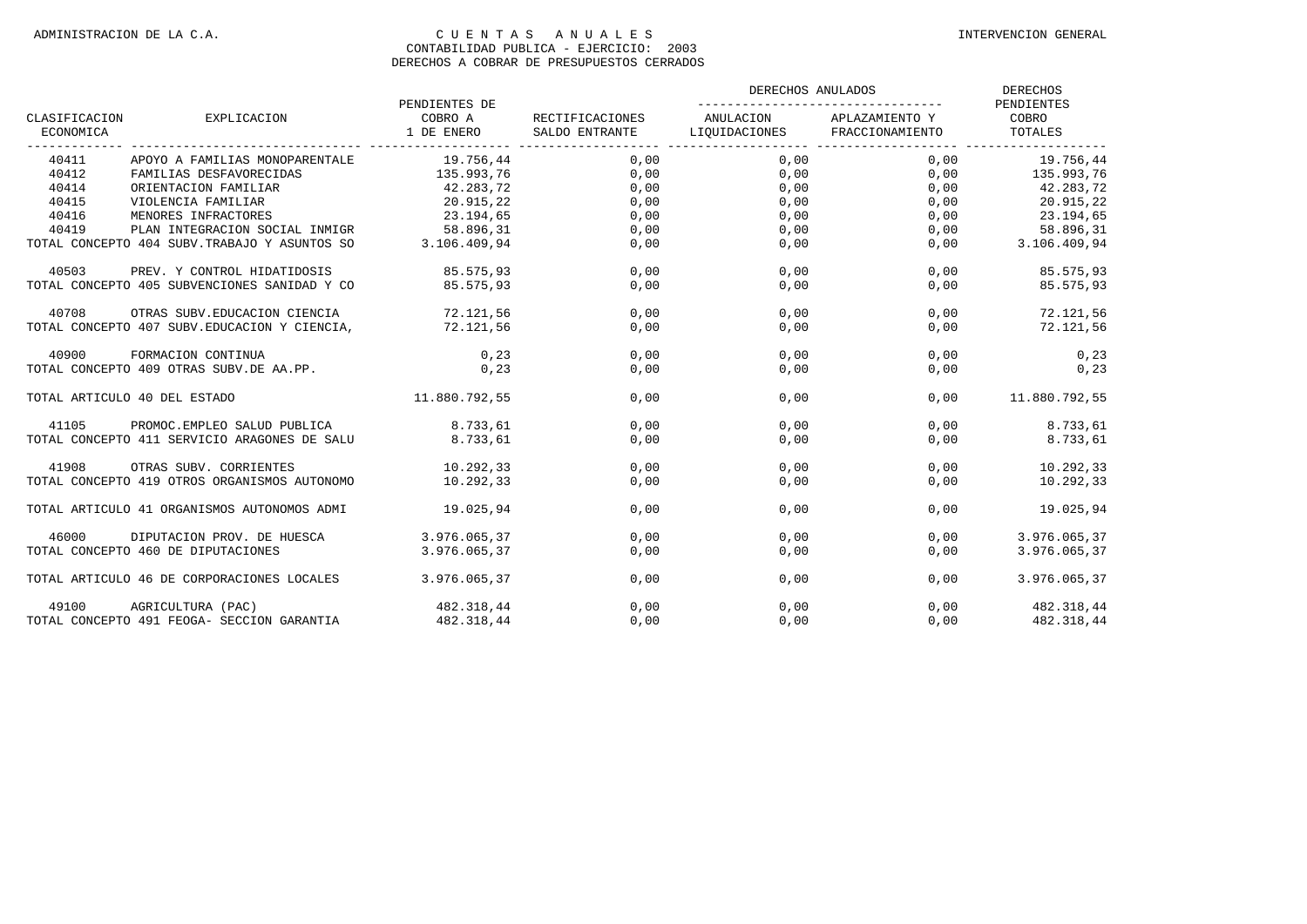ADMINISTRACION DE LA C.A.

# CUENTAS ANUALES

CONTABILIDAD PUBLICA - EJERCICIO: 2003

DERECHOS A COBRAR DE PRESUPUESTOS CERRADOS

INTERVENCION GENERAL

| CLASIFICACION ECONOMICA | EXPLICACION | PENDIENTES DE COBRO A 1 DE ENERO | RECTIFICACIONES SALDO ENTRANTE | DERECHOS ANULADOS | | DERECHOS PENDIENTES COBRO TOTALES |
|---|---|---|---|---|---|---|
| | | | | ANULACION LIQUIDACIONES | APLAZAMIENTO Y FRACCIONAMIENTO | |
| 40411 | APOYO A FAMILIAS MONOPARENTALE | 19.756,44 | 0,00 | 0,00 | 0,00 | 19.756,44 |
| 40412 | FAMILIAS DESFAVORECIDAS | 135.993,76 | 0,00 | 0,00 | 0,00 | 135.993,76 |
| 40414 | ORIENTACION FAMILIAR | 42.283,72 | 0,00 | 0,00 | 0,00 | 42.283,72 |
| 40415 | VIOLENCIA FAMILIAR | 20.915,22 | 0,00 | 0,00 | 0,00 | 20.915,22 |
| 40416 | MENORES INFRACTORES | 23.194,65 | 0,00 | 0,00 | 0,00 | 23.194,65 |
| 40419 | PLAN INTEGRACION SOCIAL INMIGR | 58.896,31 | 0,00 | 0,00 | 0,00 | 58.896,31 |
| TOTAL CONCEPTO 404 SUBV.TRABAJO Y ASUNTOS SO | | 3.106.409,94 | 0,00 | 0,00 | 0,00 | 3.106.409,94 |
| 40503 | PREV. Y CONTROL HIDATIDOSIS | 85.575,93 | 0,00 | 0,00 | 0,00 | 85.575,93 |
| TOTAL CONCEPTO 405 SUBVENCIONES SANIDAD Y CO | | 85.575,93 | 0,00 | 0,00 | 0,00 | 85.575,93 |
| 40708 | OTRAS SUBV.EDUCACION CIENCIA | 72.121,56 | 0,00 | 0,00 | 0,00 | 72.121,56 |
| TOTAL CONCEPTO 407 SUBV.EDUCACION Y CIENCIA, | | 72.121,56 | 0,00 | 0,00 | 0,00 | 72.121,56 |
| 40900 | FORMACION CONTINUA | 0,23 | 0,00 | 0,00 | 0,00 | 0,23 |
| TOTAL CONCEPTO 409 OTRAS SUBV.DE AA.PP. | | 0,23 | 0,00 | 0,00 | 0,00 | 0,23 |
| TOTAL ARTICULO 40 DEL ESTADO | | 11.880.792,55 | 0,00 | 0,00 | 0,00 | 11.880.792,55 |
| 41105 | PROMOC.EMPLEO SALUD PUBLICA | 8.733,61 | 0,00 | 0,00 | 0,00 | 8.733,61 |
| TOTAL CONCEPTO 411 SERVICIO ARAGONES DE SALU | | 8.733,61 | 0,00 | 0,00 | 0,00 | 8.733,61 |
| 41908 | OTRAS SUBV. CORRIENTES | 10.292,33 | 0,00 | 0,00 | 0,00 | 10.292,33 |
| TOTAL CONCEPTO 419 OTROS ORGANISMOS AUTONOMO | | 10.292,33 | 0,00 | 0,00 | 0,00 | 10.292,33 |
| TOTAL ARTICULO 41 ORGANISMOS AUTONOMOS ADMI | | 19.025,94 | 0,00 | 0,00 | 0,00 | 19.025,94 |
| 46000 | DIPUTACION PROV. DE HUESCA | 3.976.065,37 | 0,00 | 0,00 | 0,00 | 3.976.065,37 |
| TOTAL CONCEPTO 460 DE DIPUTACIONES | | 3.976.065,37 | 0,00 | 0,00 | 0,00 | 3.976.065,37 |
| TOTAL ARTICULO 46 DE CORPORACIONES LOCALES | | 3.976.065,37 | 0,00 | 0,00 | 0,00 | 3.976.065,37 |
| 49100 | AGRICULTURA (PAC) | 482.318,44 | 0,00 | 0,00 | 0,00 | 482.318,44 |
| TOTAL CONCEPTO 491 FEOGA- SECCION GARANTIA | | 482.318,44 | 0,00 | 0,00 | 0,00 | 482.318,44 |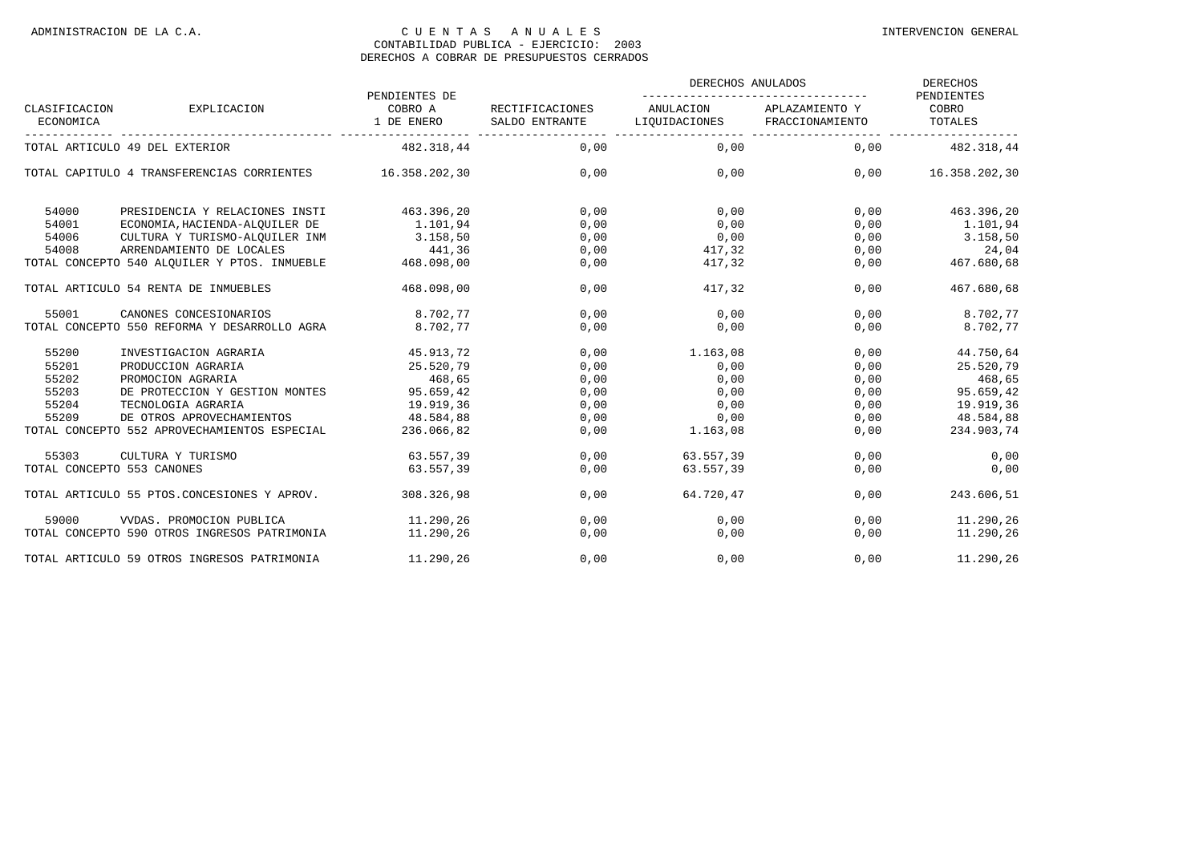ADMINISTRACION DE LA C.A.

# CUENTAS ANUALES

CONTABILIDAD PUBLICA - EJERCICIO: 2003

DERECHOS A COBRAR DE PRESUPUESTOS CERRADOS

INTERVENCION GENERAL

| CLASIFICACION ECONOMICA | EXPLICACION | PENDIENTES DE COBRO A 1 DE ENERO | RECTIFICACIONES SALDO ENTRANTE | DERECHOS ANULADOS | | DERECHOS PENDIENTES COBRO TOTALES |
|---|---|---|---|---|---|---|
| | | | | ANULACION LIQUIDACIONES | APLAZAMIENTO Y FRACCIONAMIENTO | |
| TOTAL ARTICULO 49 DEL EXTERIOR | | 482.318,44 | 0,00 | 0,00 | 0,00 | 482.318,44 |
| TOTAL CAPITULO 4 TRANSFERENCIAS CORRIENTES | | 16.358.202,30 | 0,00 | 0,00 | 0,00 | 16.358.202,30 |
| 54000 | PRESIDENCIA Y RELACIONES INSTI | 463.396,20 | 0,00 | 0,00 | 0,00 | 463.396,20 |
| 54001 | ECONOMIA,HACIENDA-ALQUILER DE | 1.101,94 | 0,00 | 0,00 | 0,00 | 1.101,94 |
| 54006 | CULTURA Y TURISMO-ALQUILER INM | 3.158,50 | 0,00 | 0,00 | 0,00 | 3.158,50 |
| 54008 | ARRENDAMIENTO DE LOCALES | 441,36 | 0,00 | 417,32 | 0,00 | 24,04 |
| TOTAL CONCEPTO 540 ALQUILER Y PTOS. INMUEBLE | | 468.098,00 | 0,00 | 417,32 | 0,00 | 467.680,68 |
| TOTAL ARTICULO 54 RENTA DE INMUEBLES | | 468.098,00 | 0,00 | 417,32 | 0,00 | 467.680,68 |
| 55001 | CANONES CONCESIONARIOS | 8.702,77 | 0,00 | 0,00 | 0,00 | 8.702,77 |
| TOTAL CONCEPTO 550 REFORMA Y DESARROLLO AGRA | | 8.702,77 | 0,00 | 0,00 | 0,00 | 8.702,77 |
| 55200 | INVESTIGACION AGRARIA | 45.913,72 | 0,00 | 1.163,08 | 0,00 | 44.750,64 |
| 55201 | PRODUCCION AGRARIA | 25.520,79 | 0,00 | 0,00 | 0,00 | 25.520,79 |
| 55202 | PROMOCION AGRARIA | 468,65 | 0,00 | 0,00 | 0,00 | 468,65 |
| 55203 | DE PROTECCION Y GESTION MONTES | 95.659,42 | 0,00 | 0,00 | 0,00 | 95.659,42 |
| 55204 | TECNOLOGIA AGRARIA | 19.919,36 | 0,00 | 0,00 | 0,00 | 19.919,36 |
| 55209 | DE OTROS APROVECHAMIENTOS | 48.584,88 | 0,00 | 0,00 | 0,00 | 48.584,88 |
| TOTAL CONCEPTO 552 APROVECHAMIENTOS ESPECIAL | | 236.066,82 | 0,00 | 1.163,08 | 0,00 | 234.903,74 |
| 55303 | CULTURA Y TURISMO | 63.557,39 | 0,00 | 63.557,39 | 0,00 | 0,00 |
| TOTAL CONCEPTO 553 CANONES | | 63.557,39 | 0,00 | 63.557,39 | 0,00 | 0,00 |
| TOTAL ARTICULO 55 PTOS.CONCESIONES Y APROV. | | 308.326,98 | 0,00 | 64.720,47 | 0,00 | 243.606,51 |
| 59000 | VVDAS. PROMOCION PUBLICA | 11.290,26 | 0,00 | 0,00 | 0,00 | 11.290,26 |
| TOTAL CONCEPTO 590 OTROS INGRESOS PATRIMONIA | | 11.290,26 | 0,00 | 0,00 | 0,00 | 11.290,26 |
| TOTAL ARTICULO 59 OTROS INGRESOS PATRIMONIA | | 11.290,26 | 0,00 | 0,00 | 0,00 | 11.290,26 |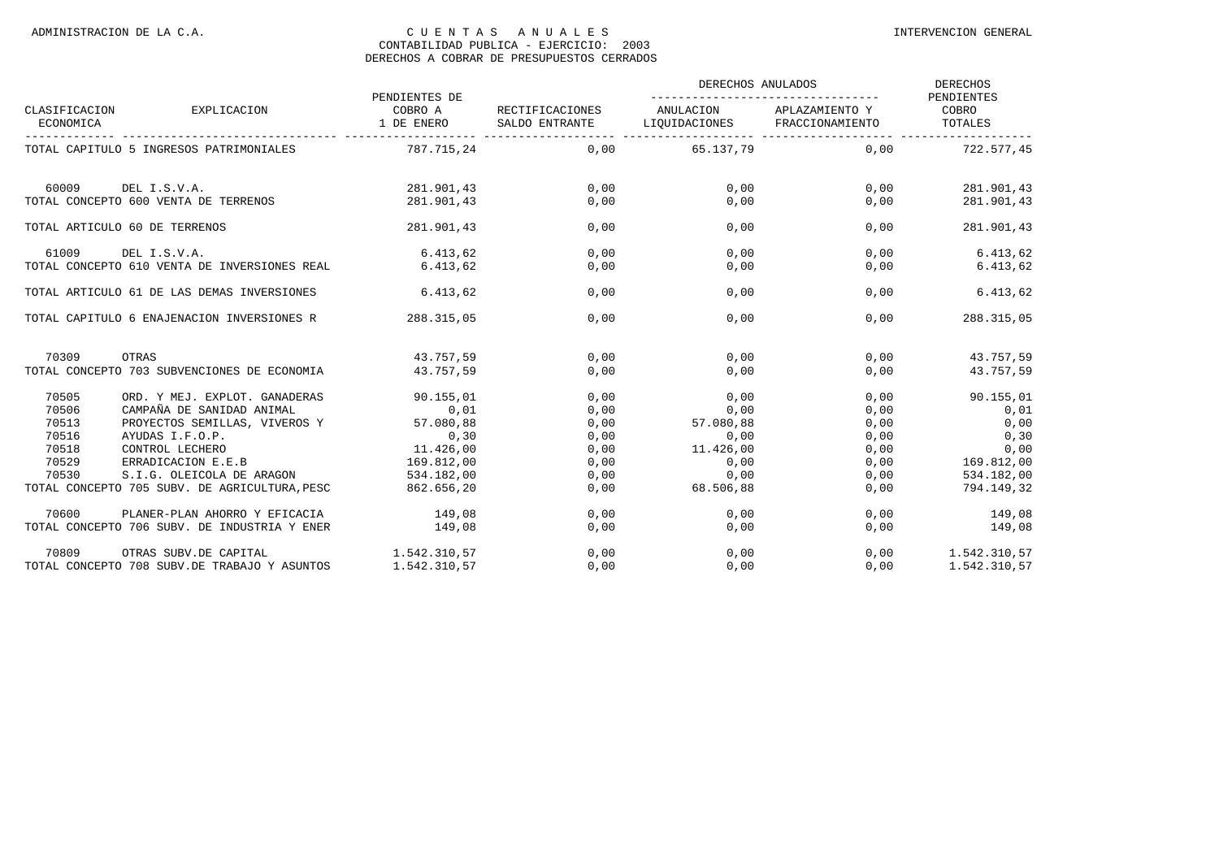# CUENTAS ANUALES

CONTABILIDAD PUBLICA - EJERCICIO: 2003

DERECHOS A COBRAR DE PRESUPUESTOS CERRADOS

| CLASIFICACION ECONOMICA | EXPLICACION | PENDIENTES DE COBRO A 1 DE ENERO | RECTIFICACIONES SALDO ENTRANTE | DERECHOS ANULADOS | | DERECHOS PENDIENTES COBRO TOTALES |
|---|---|---|---|---|---|---|
| | | | | ANULACION LIQUIDACIONES | APLAZAMIENTO Y FRACCIONAMIENTO | |
| TOTAL CAPITULO 5 INGRESOS PATRIMONIALES | | 787.715,24 | 0,00 | 65.137,79 | 0,00 | 722.577,45 |
| 60009 | DEL I.S.V.A. | 281.901,43 | 0,00 | 0,00 | 0,00 | 281.901,43 |
| TOTAL CONCEPTO 600 VENTA DE TERRENOS | | 281.901,43 | 0,00 | 0,00 | 0,00 | 281.901,43 |
| TOTAL ARTICULO 60 DE TERRENOS | | 281.901,43 | 0,00 | 0,00 | 0,00 | 281.901,43 |
| 61009 | DEL I.S.V.A. | 6.413,62 | 0,00 | 0,00 | 0,00 | 6.413,62 |
| TOTAL CONCEPTO 610 VENTA DE INVERSIONES REAL | | 6.413,62 | 0,00 | 0,00 | 0,00 | 6.413,62 |
| TOTAL ARTICULO 61 DE LAS DEMAS INVERSIONES | | 6.413,62 | 0,00 | 0,00 | 0,00 | 6.413,62 |
| TOTAL CAPITULO 6 ENAJENACION INVERSIONES R | | 288.315,05 | 0,00 | 0,00 | 0,00 | 288.315,05 |
| 70309 | OTRAS | 43.757,59 | 0,00 | 0,00 | 0,00 | 43.757,59 |
| TOTAL CONCEPTO 703 SUBVENCIONES DE ECONOMIA | | 43.757,59 | 0,00 | 0,00 | 0,00 | 43.757,59 |
| 70505 | ORD. Y MEJ. EXPLOT. GANADERAS | 90.155,01 | 0,00 | 0,00 | 0,00 | 90.155,01 |
| 70506 | CAMPAÑA DE SANIDAD ANIMAL | 0,01 | 0,00 | 0,00 | 0,00 | 0,01 |
| 70513 | PROYECTOS SEMILLAS, VIVEROS Y | 57.080,88 | 0,00 | 57.080,88 | 0,00 | 0,00 |
| 70516 | AYUDAS I.F.O.P. | 0,30 | 0,00 | 0,00 | 0,00 | 0,30 |
| 70518 | CONTROL LECHERO | 11.426,00 | 0,00 | 11.426,00 | 0,00 | 0,00 |
| 70529 | ERRADICACION E.E.B | 169.812,00 | 0,00 | 0,00 | 0,00 | 169.812,00 |
| 70530 | S.I.G. OLEICOLA DE ARAGON | 534.182,00 | 0,00 | 0,00 | 0,00 | 534.182,00 |
| TOTAL CONCEPTO 705 SUBV. DE AGRICULTURA,PESC | | 862.656,20 | 0,00 | 68.506,88 | 0,00 | 794.149,32 |
| 70600 | PLANER-PLAN AHORRO Y EFICACIA | 149,08 | 0,00 | 0,00 | 0,00 | 149,08 |
| TOTAL CONCEPTO 706 SUBV. DE INDUSTRIA Y ENER | | 149,08 | 0,00 | 0,00 | 0,00 | 149,08 |
| 70809 | OTRAS SUBV.DE CAPITAL | 1.542.310,57 | 0,00 | 0,00 | 0,00 | 1.542.310,57 |
| TOTAL CONCEPTO 708 SUBV.DE TRABAJO Y ASUNTOS | | 1.542.310,57 | 0,00 | 0,00 | 0,00 | 1.542.310,57 |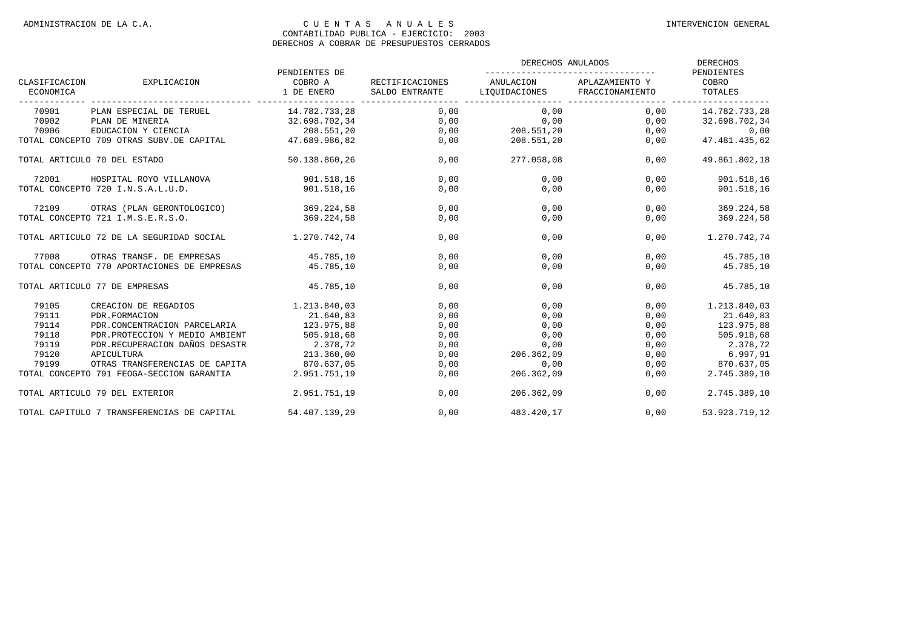ADMINISTRACION DE LA C.A. — CUENTAS ANUALES — INTERVENCION GENERAL

CONTABILIDAD PUBLICA - EJERCICIO: 2003

DERECHOS A COBRAR DE PRESUPUESTOS CERRADOS

| CLASIFICACION ECONOMICA | EXPLICACION | PENDIENTES DE COBRO A 1 DE ENERO | RECTIFICACIONES SALDO ENTRANTE | DERECHOS ANULADOS | | DERECHOS PENDIENTES COBRO TOTALES |
|---|---|---|---|---|---|---|
| | | | | ANULACION LIQUIDACIONES | APLAZAMIENTO Y FRACCIONAMIENTO | |
| 70901 | PLAN ESPECIAL DE TERUEL | 14.782.733,28 | 0,00 | 0,00 | 0,00 | 14.782.733,28 |
| 70902 | PLAN DE MINERIA | 32.698.702,34 | 0,00 | 0,00 | 0,00 | 32.698.702,34 |
| 70906 | EDUCACION Y CIENCIA | 208.551,20 | 0,00 | 208.551,20 | 0,00 | 0,00 |
| TOTAL CONCEPTO 709 OTRAS SUBV.DE CAPITAL | | 47.689.986,82 | 0,00 | 208.551,20 | 0,00 | 47.481.435,62 |
| TOTAL ARTICULO 70 DEL ESTADO | | 50.138.860,26 | 0,00 | 277.058,08 | 0,00 | 49.861.802,18 |
| 72001 | HOSPITAL ROYO VILLANOVA | 901.518,16 | 0,00 | 0,00 | 0,00 | 901.518,16 |
| TOTAL CONCEPTO 720 I.N.S.A.L.U.D. | | 901.518,16 | 0,00 | 0,00 | 0,00 | 901.518,16 |
| 72109 | OTRAS (PLAN GERONTOLOGICO) | 369.224,58 | 0,00 | 0,00 | 0,00 | 369.224,58 |
| TOTAL CONCEPTO 721 I.M.S.E.R.S.O. | | 369.224,58 | 0,00 | 0,00 | 0,00 | 369.224,58 |
| TOTAL ARTICULO 72 DE LA SEGURIDAD SOCIAL | | 1.270.742,74 | 0,00 | 0,00 | 0,00 | 1.270.742,74 |
| 77008 | OTRAS TRANSF. DE EMPRESAS | 45.785,10 | 0,00 | 0,00 | 0,00 | 45.785,10 |
| TOTAL CONCEPTO 770 APORTACIONES DE EMPRESAS | | 45.785,10 | 0,00 | 0,00 | 0,00 | 45.785,10 |
| TOTAL ARTICULO 77 DE EMPRESAS | | 45.785,10 | 0,00 | 0,00 | 0,00 | 45.785,10 |
| 79105 | CREACION DE REGADIOS | 1.213.840,03 | 0,00 | 0,00 | 0,00 | 1.213.840,03 |
| 79111 | PDR.FORMACION | 21.640,83 | 0,00 | 0,00 | 0,00 | 21.640,83 |
| 79114 | PDR.CONCENTRACION PARCELARIA | 123.975,88 | 0,00 | 0,00 | 0,00 | 123.975,88 |
| 79118 | PDR.PROTECCION Y MEDIO AMBIENT | 505.918,68 | 0,00 | 0,00 | 0,00 | 505.918,68 |
| 79119 | PDR.RECUPERACION DAÑOS DESASTR | 2.378,72 | 0,00 | 0,00 | 0,00 | 2.378,72 |
| 79120 | APICULTURA | 213.360,00 | 0,00 | 206.362,09 | 0,00 | 6.997,91 |
| 79199 | OTRAS TRANSFERENCIAS DE CAPITA | 870.637,05 | 0,00 | 0,00 | 0,00 | 870.637,05 |
| TOTAL CONCEPTO 791 FEOGA-SECCION GARANTIA | | 2.951.751,19 | 0,00 | 206.362,09 | 0,00 | 2.745.389,10 |
| TOTAL ARTICULO 79 DEL EXTERIOR | | 2.951.751,19 | 0,00 | 206.362,09 | 0,00 | 2.745.389,10 |
| TOTAL CAPITULO 7 TRANSFERENCIAS DE CAPITAL | | 54.407.139,29 | 0,00 | 483.420,17 | 0,00 | 53.923.719,12 |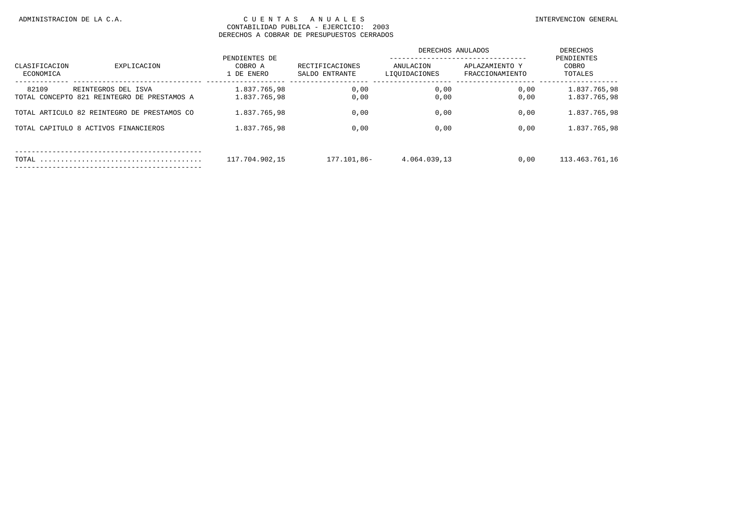ADMINISTRACION DE LA C.A. — CUENTAS ANUALES — INTERVENCION GENERAL

CONTABILIDAD PUBLICA - EJERCICIO: 2003

DERECHOS A COBRAR DE PRESUPUESTOS CERRADOS

| CLASIFICACION ECONOMICA | EXPLICACION | PENDIENTES DE COBRO A 1 DE ENERO | RECTIFICACIONES SALDO ENTRANTE | DERECHOS ANULADOS | | DERECHOS PENDIENTES COBRO TOTALES |
|---|---|---|---|---|---|---|
| | | | | ANULACION LIQUIDACIONES | APLAZAMIENTO Y FRACCIONAMIENTO | |
| 82109 | REINTEGROS DEL ISVA | 1.837.765,98 | 0,00 | 0,00 | 0,00 | 1.837.765,98 |
| TOTAL CONCEPTO 821 REINTEGRO DE PRESTAMOS A | | 1.837.765,98 | 0,00 | 0,00 | 0,00 | 1.837.765,98 |
| TOTAL ARTICULO 82 REINTEGRO DE PRESTAMOS CO | | 1.837.765,98 | 0,00 | 0,00 | 0,00 | 1.837.765,98 |
| TOTAL CAPITULO 8 ACTIVOS FINANCIEROS | | 1.837.765,98 | 0,00 | 0,00 | 0,00 | 1.837.765,98 |
| TOTAL | | 117.704.902,15 | 177.101,86- | 4.064.039,13 | 0,00 | 113.463.761,16 |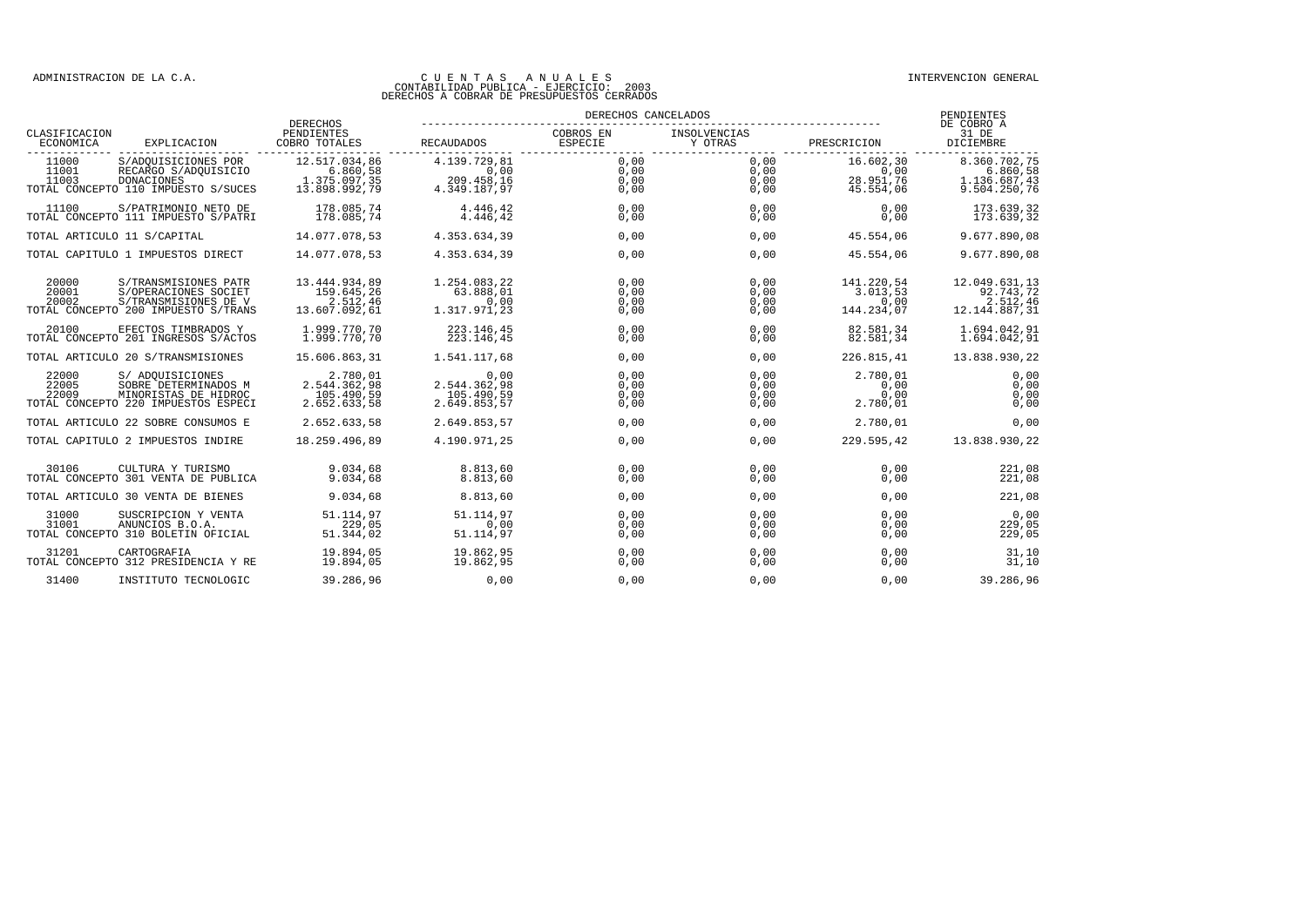ADMINISTRACION DE LA C.A. | INTERVENCION GENERAL

# C U E N T A S   A N U A L E S
## CONTABILIDAD PUBLICA - EJERCICIO: 2003
## DERECHOS A COBRAR DE PRESUPUESTOS CERRADOS

| CLASIFICACION ECONOMICA | EXPLICACION | DERECHOS PENDIENTES COBRO TOTALES | DERECHOS CANCELADOS RECAUDADOS | COBROS EN ESPECIE | INSOLVENCIAS Y OTRAS | PRESCRIPCION | PENDIENTES DE COBRO A 31 DE DICIEMBRE |
|---|---|---|---|---|---|---|---|
| 11000 | S/ADQUISICIONES POR | 12.517.034,86 | 4.139.729,81 | 0,00 | 0,00 | 16.602,30 | 8.360.702,75 |
| 11001 | RECARGO S/ADQUISICIO | 6.860,58 | 0,00 | 0,00 | 0,00 | 0,00 | 6.860,58 |
| 11003 | DONACIONES | 1.375.097,35 | 209.458,16 | 0,00 | 0,00 | 28.951,76 | 1.136.687,43 |
| TOTAL CONCEPTO 110 | IMPUESTO S/SUCES | 13.898.992,79 | 4.349.187,97 | 0,00 | 0,00 | 45.554,06 | 9.504.250,76 |
| 11100 | S/PATRIMONIO NETO DE | 178.085,74 | 4.446,42 | 0,00 | 0,00 | 0,00 | 173.639,32 |
| TOTAL CONCEPTO 111 | IMPUESTO S/PATRI | 178.085,74 | 4.446,42 | 0,00 | 0,00 | 0,00 | 173.639,32 |
| TOTAL ARTICULO 11 | S/CAPITAL | 14.077.078,53 | 4.353.634,39 | 0,00 | 0,00 | 45.554,06 | 9.677.890,08 |
| TOTAL CAPITULO 1 | IMPUESTOS DIRECT | 14.077.078,53 | 4.353.634,39 | 0,00 | 0,00 | 45.554,06 | 9.677.890,08 |
| 20000 | S/TRANSMISIONES PATR | 13.444.934,89 | 1.254.083,22 | 0,00 | 0,00 | 141.220,54 | 12.049.631,13 |
| 20001 | S/OPERACIONES SOCIET | 159.645,26 | 63.888,01 | 0,00 | 0,00 | 3.013,53 | 92.743,72 |
| 20002 | S/TRANSMISIONES DE V | 2.512,46 | 0,00 | 0,00 | 0,00 | 0,00 | 2.512,46 |
| TOTAL CONCEPTO 200 | IMPUESTO S/TRANS | 13.607.092,61 | 1.317.971,23 | 0,00 | 0,00 | 144.234,07 | 12.144.887,31 |
| 20100 | EFECTOS TIMBRADOS Y | 1.999.770,70 | 223.146,45 | 0,00 | 0,00 | 82.581,34 | 1.694.042,91 |
| TOTAL CONCEPTO 201 | INGRESOS S/ACTOS | 1.999.770,70 | 223.146,45 | 0,00 | 0,00 | 82.581,34 | 1.694.042,91 |
| TOTAL ARTICULO 20 | S/TRANSMISIONES | 15.606.863,31 | 1.541.117,68 | 0,00 | 0,00 | 226.815,41 | 13.838.930,22 |
| 22000 | S/ ADQUISICIONES | 2.780,01 | 0,00 | 0,00 | 0,00 | 2.780,01 | 0,00 |
| 22005 | SOBRE DETERMINADOS M | 2.544.362,98 | 2.544.362,98 | 0,00 | 0,00 | 0,00 | 0,00 |
| 22009 | MINORISTAS DE HIDROC | 105.490,59 | 105.490,59 | 0,00 | 0,00 | 0,00 | 0,00 |
| TOTAL CONCEPTO 220 | IMPUESTOS ESPECI | 2.652.633,58 | 2.649.853,57 | 0,00 | 0,00 | 2.780,01 | 0,00 |
| TOTAL ARTICULO 22 | SOBRE CONSUMOS E | 2.652.633,58 | 2.649.853,57 | 0,00 | 0,00 | 2.780,01 | 0,00 |
| TOTAL CAPITULO 2 | IMPUESTOS INDIRE | 18.259.496,89 | 4.190.971,25 | 0,00 | 0,00 | 229.595,42 | 13.838.930,22 |
| 30106 | CULTURA Y TURISMO | 9.034,68 | 8.813,60 | 0,00 | 0,00 | 0,00 | 221,08 |
| TOTAL CONCEPTO 301 | VENTA DE PUBLICA | 9.034,68 | 8.813,60 | 0,00 | 0,00 | 0,00 | 221,08 |
| TOTAL ARTICULO 30 | VENTA DE BIENES | 9.034,68 | 8.813,60 | 0,00 | 0,00 | 0,00 | 221,08 |
| 31000 | SUSCRIPCION Y VENTA | 51.114,97 | 51.114,97 | 0,00 | 0,00 | 0,00 | 0,00 |
| 31001 | ANUNCIOS B.O.A. | 229,05 | 0,00 | 0,00 | 0,00 | 0,00 | 229,05 |
| TOTAL CONCEPTO 310 | BOLETIN OFICIAL | 51.344,02 | 51.114,97 | 0,00 | 0,00 | 0,00 | 229,05 |
| 31201 | CARTOGRAFIA | 19.894,05 | 19.862,95 | 0,00 | 0,00 | 0,00 | 31,10 |
| TOTAL CONCEPTO 312 | PRESIDENCIA Y RE | 19.894,05 | 19.862,95 | 0,00 | 0,00 | 0,00 | 31,10 |
| 31400 | INSTITUTO TECNOLOGIC | 39.286,96 | 0,00 | 0,00 | 0,00 | 0,00 | 39.286,96 |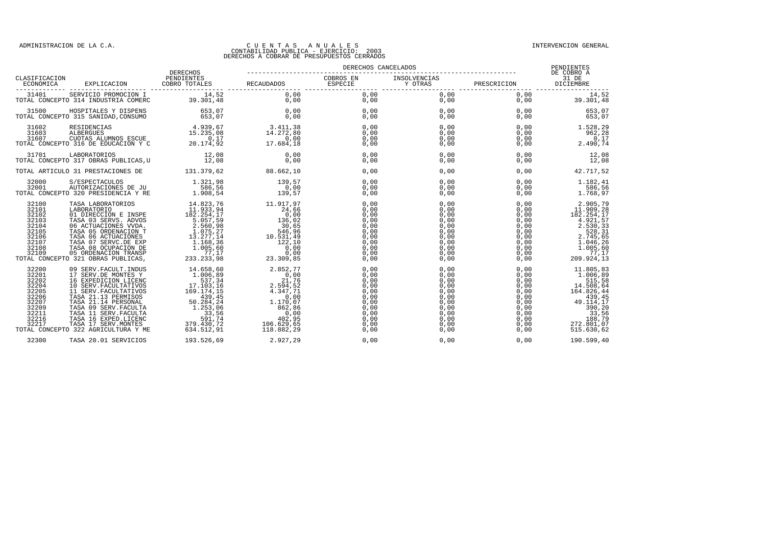ADMINISTRACION DE LA C.A.

# C U E N T A S   A N U A L E S
## CONTABILIDAD PUBLICA - EJERCICIO: 2003
## DERECHOS A COBRAR DE PRESUPUESTOS CERRADOS

INTERVENCION GENERAL

| CLASIFICACION ECONOMICA | EXPLICACION | DERECHOS PENDIENTES COBRO TOTALES | DERECHOS CANCELADOS | | | | PENDIENTES DE COBRO A 31 DE DICIEMBRE |
|---|---|---|---|---|---|---|---|
| | | | RECAUDADOS | COBROS EN ESPECIE | INSOLVENCIAS Y OTRAS | PRESCRIPCION | |
| 31401 | SERVICIO PROMOCION I | 14,52 | 0,00 | 0,00 | 0,00 | 0,00 | 14,52 |
| TOTAL CONCEPTO 314 INDUSTRIA COMERC | | 39.301,48 | 0,00 | 0,00 | 0,00 | 0,00 | 39.301,48 |
| 31500 | HOSPITALES Y DISPENS | 653,07 | 0,00 | 0,00 | 0,00 | 0,00 | 653,07 |
| TOTAL CONCEPTO 315 SANIDAD,CONSUMO | | 653,07 | 0,00 | 0,00 | 0,00 | 0,00 | 653,07 |
| 31602 | RESIDENCIAS | 4.939,67 | 3.411,38 | 0,00 | 0,00 | 0,00 | 1.528,29 |
| 31603 | ALBERGUES | 15.235,08 | 14.272,80 | 0,00 | 0,00 | 0,00 | 962,28 |
| 31607 | CUOTAS ALUMNOS ESCUE | 0,17 | 0,00 | 0,00 | 0,00 | 0,00 | 0,17 |
| TOTAL CONCEPTO 316 DE EDUCACION Y C | | 20.174,92 | 17.684,18 | 0,00 | 0,00 | 0,00 | 2.490,74 |
| 31701 | LABORATORIOS | 12,08 | 0,00 | 0,00 | 0,00 | 0,00 | 12,08 |
| TOTAL CONCEPTO 317 OBRAS PUBLICAS,U | | 12,08 | 0,00 | 0,00 | 0,00 | 0,00 | 12,08 |
| TOTAL ARTICULO 31 PRESTACIONES DE | | 131.379,62 | 88.662,10 | 0,00 | 0,00 | 0,00 | 42.717,52 |
| 32000 | S/ESPECTACULOS | 1.321,98 | 139,57 | 0,00 | 0,00 | 0,00 | 1.182,41 |
| 32001 | AUTORIZACIONES DE JU | 586,56 | 0,00 | 0,00 | 0,00 | 0,00 | 586,56 |
| TOTAL CONCEPTO 320 PRESIDENCIA Y RE | | 1.908,54 | 139,57 | 0,00 | 0,00 | 0,00 | 1.768,97 |
| 32100 | TASA LABORATORIOS | 14.823,76 | 11.917,97 | 0,00 | 0,00 | 0,00 | 2.905,79 |
| 32101 | LABORATORIO | 11.933,94 | 24,66 | 0,00 | 0,00 | 0,00 | 11.909,28 |
| 32102 | 01 DIRECCION E INSPE | 182.254,17 | 0,00 | 0,00 | 0,00 | 0,00 | 182.254,17 |
| 32103 | TASA 03 SERVS. ADVOS | 5.057,59 | 136,02 | 0,00 | 0,00 | 0,00 | 4.921,57 |
| 32104 | 06 ACTUACIONES VVDA. | 2.560,98 | 30,65 | 0,00 | 0,00 | 0,00 | 2.530,33 |
| 32105 | TASA 05 ORDENACION T | 1.075,27 | 546,96 | 0,00 | 0,00 | 0,00 | 528,31 |
| 32106 | TASA 06 ACTUACIONES | 13.277,14 | 10.531,49 | 0,00 | 0,00 | 0,00 | 2.745,65 |
| 32107 | TASA 07 SERVC.DE EXP | 1.168,36 | 122,10 | 0,00 | 0,00 | 0,00 | 1.046,26 |
| 32108 | TASA 08 OCUPACION DE | 1.005,60 | 0,00 | 0,00 | 0,00 | 0,00 | 1.005,60 |
| 32109 | 05 ORDENACION TRANSP | 77,17 | 0,00 | 0,00 | 0,00 | 0,00 | 77,17 |
| TOTAL CONCEPTO 321 OBRAS PUBLICAS, | | 233.233,98 | 23.309,85 | 0,00 | 0,00 | 0,00 | 209.924,13 |
| 32200 | 09 SERV.FACULT.INDUS | 14.658,60 | 2.852,77 | 0,00 | 0,00 | 0,00 | 11.805,83 |
| 32201 | 17 SERV.DE MONTES Y | 1.006,89 | 0,00 | 0,00 | 0,00 | 0,00 | 1.006,89 |
| 32202 | 16 EXPEDICION LICENC | 537,34 | 21,76 | 0,00 | 0,00 | 0,00 | 515,58 |
| 32204 | 10 SERV.FACULTATIVOS | 17.103,16 | 2.594,52 | 0,00 | 0,00 | 0,00 | 14.508,64 |
| 32205 | 11 SERV.FACULTATIVOS | 169.174,15 | 4.347,71 | 0,00 | 0,00 | 0,00 | 164.826,44 |
| 32206 | TASA 21.13 PERMISOS | 439,45 | 0,00 | 0,00 | 0,00 | 0,00 | 439,45 |
| 32207 | TASA 21.14 PERSONAL | 50.284,24 | 1.170,07 | 0,00 | 0,00 | 0,00 | 49.114,17 |
| 32209 | TASA 09 SERV.FACULTA | 1.253,06 | 862,86 | 0,00 | 0,00 | 0,00 | 390,20 |
| 32211 | TASA 11 SERV.FACULTA | 33,56 | 0,00 | 0,00 | 0,00 | 0,00 | 33,56 |
| 32216 | TASA 16 EXPED.LICENC | 591,74 | 402,95 | 0,00 | 0,00 | 0,00 | 188,79 |
| 32217 | TASA 17 SERV.MONTES | 379.430,72 | 106.629,65 | 0,00 | 0,00 | 0,00 | 272.801,07 |
| TOTAL CONCEPTO 322 AGRICULTURA Y ME | | 634.512,91 | 118.882,29 | 0,00 | 0,00 | 0,00 | 515.630,62 |
| 32300 | TASA 20.01 SERVICIOS | 193.526,69 | 2.927,29 | 0,00 | 0,00 | 0,00 | 190.599,40 |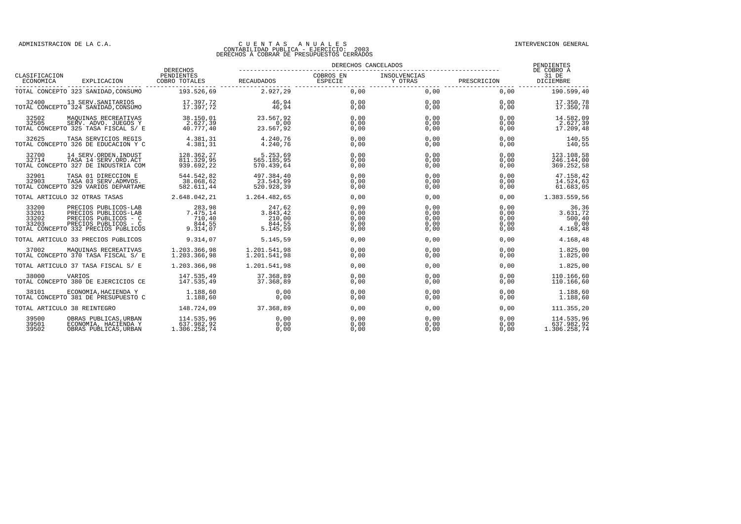| CLASIFICACION ECONOMICA | EXPLICACION | DERECHOS PENDIENTES COBRO TOTALES | DERECHOS CANCELADOS RECAUDADOS | COBROS EN ESPECIE | INSOLVENCIAS Y OTRAS | PRESCRIPCION | PENDIENTES DE COBRO A 31 DE DICIEMBRE |
|---|---|---|---|---|---|---|---|
| TOTAL CONCEPTO 323 | SANIDAD,CONSUMO | 193.526,69 | 2.927,29 | 0,00 | 0,00 | 0,00 | 190.599,40 |
| 32400 | 13 SERV.SANITARIOS | 17.397,72 | 46,94 | 0,00 | 0,00 | 0,00 | 17.350,78 |
| TOTAL CONCEPTO 324 | SANIDAD,CONSUMO | 17.397,72 | 46,94 | 0,00 | 0,00 | 0,00 | 17.350,78 |
| 32502 | MAQUINAS RECREATIVAS | 38.150,01 | 23.567,92 | 0,00 | 0,00 | 0,00 | 14.582,09 |
| 32505 | SERV. ADVO. JUEGOS Y | 2.627,39 | 0,00 | 0,00 | 0,00 | 0,00 | 2.627,39 |
| TOTAL CONCEPTO 325 | TASA FISCAL S/ E | 40.777,40 | 23.567,92 | 0,00 | 0,00 | 0,00 | 17.209,48 |
| 32625 | TASA SERVICIOS REGIS | 4.381,31 | 4.240,76 | 0,00 | 0,00 | 0,00 | 140,55 |
| TOTAL CONCEPTO 326 | DE EDUCACION Y C | 4.381,31 | 4.240,76 | 0,00 | 0,00 | 0,00 | 140,55 |
| 32700 | 14 SERV.ORDEN.INDUST | 128.362,27 | 5.253,69 | 0,00 | 0,00 | 0,00 | 123.108,58 |
| 32714 | TASA 14 SERV.ORD.ACT | 811.329,95 | 565.185,95 | 0,00 | 0,00 | 0,00 | 246.144,00 |
| TOTAL CONCEPTO 327 | DE INDUSTRIA COM | 939.692,22 | 570.439,64 | 0,00 | 0,00 | 0,00 | 369.252,58 |
| 32901 | TASA 01 DIRECCION E | 544.542,82 | 497.384,40 | 0,00 | 0,00 | 0,00 | 47.158,42 |
| 32903 | TASA 03 SERV.ADMVOS. | 38.068,62 | 23.543,99 | 0,00 | 0,00 | 0,00 | 14.524,63 |
| TOTAL CONCEPTO 329 | VARIOS DEPARTAME | 582.611,44 | 520.928,39 | 0,00 | 0,00 | 0,00 | 61.683,05 |
| TOTAL ARTICULO 32 | OTRAS TASAS | 2.648.042,21 | 1.264.482,65 | 0,00 | 0,00 | 0,00 | 1.383.559,56 |
| 33200 | PRECIOS PUBLICOS-LAB | 283,98 | 247,62 | 0,00 | 0,00 | 0,00 | 36,36 |
| 33201 | PRECIOS PUBLICOS-LAB | 7.475,14 | 3.843,42 | 0,00 | 0,00 | 0,00 | 3.631,72 |
| 33202 | PRECIOS PúBLICOS - C | 710,40 | 210,00 | 0,00 | 0,00 | 0,00 | 500,40 |
| 33203 | PRECIOS PúBLICOS - C | 844,55 | 844,55 | 0,00 | 0,00 | 0,00 | 0,00 |
| TOTAL CONCEPTO 332 | PRECIOS PúBLICOS | 9.314,07 | 5.145,59 | 0,00 | 0,00 | 0,00 | 4.168,48 |
| TOTAL ARTICULO 33 | PRECIOS PúBLICOS | 9.314,07 | 5.145,59 | 0,00 | 0,00 | 0,00 | 4.168,48 |
| 37002 | MAQUINAS RECREATIVAS | 1.203.366,98 | 1.201.541,98 | 0,00 | 0,00 | 0,00 | 1.825,00 |
| TOTAL CONCEPTO 370 | TASA FISCAL S/ E | 1.203.366,98 | 1.201.541,98 | 0,00 | 0,00 | 0,00 | 1.825,00 |
| TOTAL ARTICULO 37 | TASA FISCAL S/ E | 1.203.366,98 | 1.201.541,98 | 0,00 | 0,00 | 0,00 | 1.825,00 |
| 38000 | VARIOS | 147.535,49 | 37.368,89 | 0,00 | 0,00 | 0,00 | 110.166,60 |
| TOTAL CONCEPTO 380 | DE EJERCICIOS CE | 147.535,49 | 37.368,89 | 0,00 | 0,00 | 0,00 | 110.166,60 |
| 38101 | ECONOMIA,HACIENDA Y | 1.188,60 | 0,00 | 0,00 | 0,00 | 0,00 | 1.188,60 |
| TOTAL CONCEPTO 381 | DE PRESUPUESTO C | 1.188,60 | 0,00 | 0,00 | 0,00 | 0,00 | 1.188,60 |
| TOTAL ARTICULO 38 | REINTEGRO | 148.724,09 | 37.368,89 | 0,00 | 0,00 | 0,00 | 111.355,20 |
| 39500 | OBRAS PUBLICAS,URBAN | 114.535,96 | 0,00 | 0,00 | 0,00 | 0,00 | 114.535,96 |
| 39501 | ECONOMIA, HACIENDA Y | 637.982,92 | 0,00 | 0,00 | 0,00 | 0,00 | 637.982,92 |
| 39502 | OBRAS PUBLICAS,URBAN | 1.306.258,74 | 0,00 | 0,00 | 0,00 | 0,00 | 1.306.258,74 |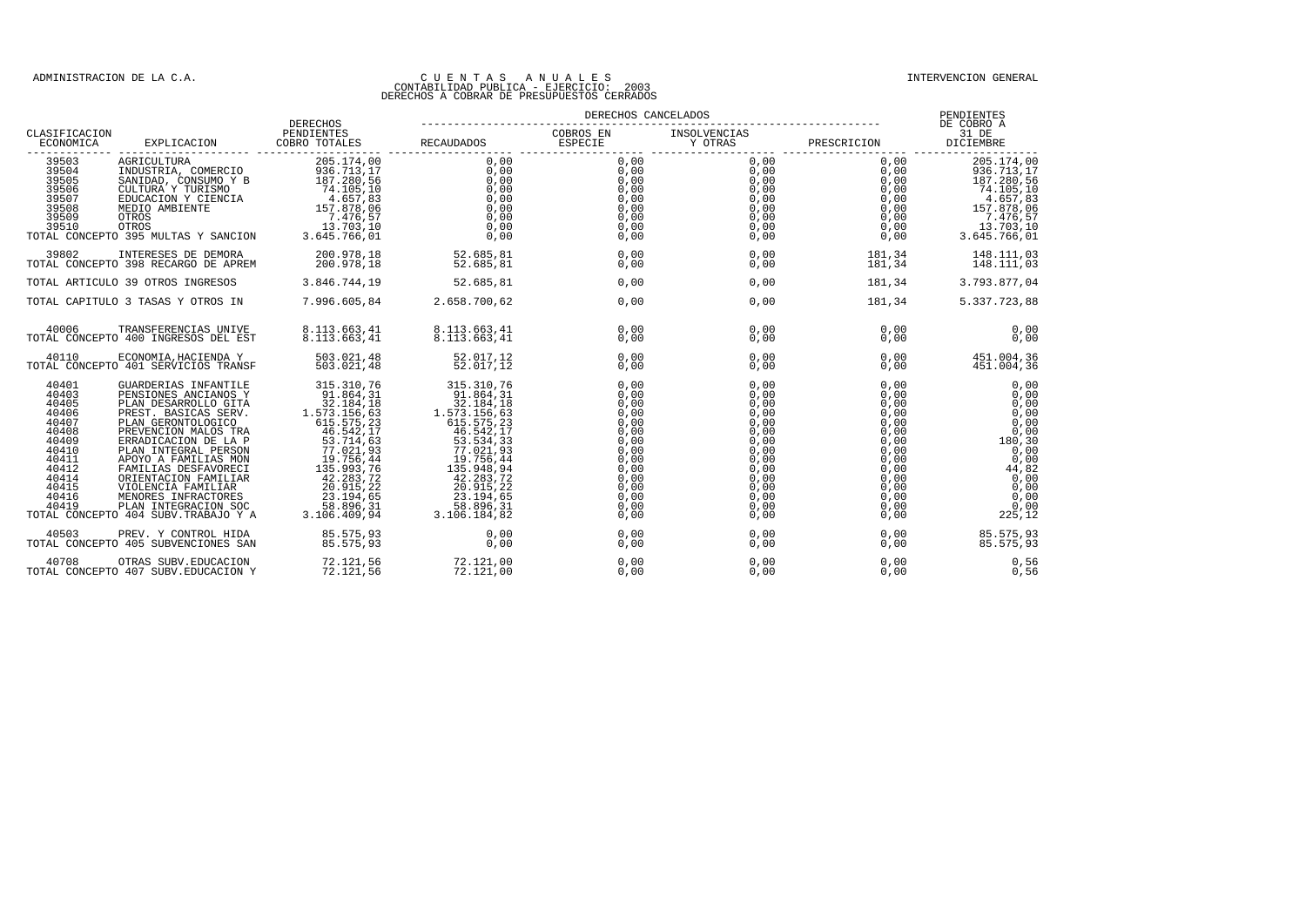ADMINISTRACION DE LA C.A.

# CUENTAS ANUALES
## CONTABILIDAD PUBLICA - EJERCICIO: 2003
## DERECHOS A COBRAR DE PRESUPUESTOS CERRADOS

INTERVENCION GENERAL

| CLASIFICACION ECONOMICA | EXPLICACION | DERECHOS PENDIENTES COBRO TOTALES | DERECHOS CANCELADOS | | | | PENDIENTES DE COBRO A 31 DE DICIEMBRE |
|---|---|---|---|---|---|---|---|
| | | | RECAUDADOS | COBROS EN ESPECIE | INSOLVENCIAS Y OTRAS | PRESCRIPCION | |
| 39503 | AGRICULTURA | 205.174,00 | 0,00 | 0,00 | 0,00 | 0,00 | 205.174,00 |
| 39504 | INDUSTRIA, COMERCIO | 936.713,17 | 0,00 | 0,00 | 0,00 | 0,00 | 936.713,17 |
| 39505 | SANIDAD, CONSUMO Y B | 187.280,56 | 0,00 | 0,00 | 0,00 | 0,00 | 187.280,56 |
| 39506 | CULTURA Y TURISMO | 74.105,10 | 0,00 | 0,00 | 0,00 | 0,00 | 74.105,10 |
| 39507 | EDUCACION Y CIENCIA | 4.657,83 | 0,00 | 0,00 | 0,00 | 0,00 | 4.657,83 |
| 39508 | MEDIO AMBIENTE | 157.878,06 | 0,00 | 0,00 | 0,00 | 0,00 | 157.878,06 |
| 39509 | OTROS | 7.476,57 | 0,00 | 0,00 | 0,00 | 0,00 | 7.476,57 |
| 39510 | OTROS | 13.703,10 | 0,00 | 0,00 | 0,00 | 0,00 | 13.703,10 |
| TOTAL CONCEPTO 395 MULTAS Y SANCION | | 3.645.766,01 | 0,00 | 0,00 | 0,00 | 0,00 | 3.645.766,01 |
| 39802 | INTERESES DE DEMORA | 200.978,18 | 52.685,81 | 0,00 | 0,00 | 181,34 | 148.111,03 |
| TOTAL CONCEPTO 398 RECARGO DE APREM | | 200.978,18 | 52.685,81 | 0,00 | 0,00 | 181,34 | 148.111,03 |
| TOTAL ARTICULO 39 OTROS INGRESOS | | 3.846.744,19 | 52.685,81 | 0,00 | 0,00 | 181,34 | 3.793.877,04 |
| TOTAL CAPITULO 3 TASAS Y OTROS IN | | 7.996.605,84 | 2.658.700,62 | 0,00 | 0,00 | 181,34 | 5.337.723,88 |
| 40006 | TRANSFERENCIAS UNIVE | 8.113.663,41 | 8.113.663,41 | 0,00 | 0,00 | 0,00 | 0,00 |
| TOTAL CONCEPTO 400 INGRESOS DEL EST | | 8.113.663,41 | 8.113.663,41 | 0,00 | 0,00 | 0,00 | 0,00 |
| 40110 | ECONOMIA,HACIENDA Y | 503.021,48 | 52.017,12 | 0,00 | 0,00 | 0,00 | 451.004,36 |
| TOTAL CONCEPTO 401 SERVICIOS TRANSF | | 503.021,48 | 52.017,12 | 0,00 | 0,00 | 0,00 | 451.004,36 |
| 40401 | GUARDERIAS INFANTILE | 315.310,76 | 315.310,76 | 0,00 | 0,00 | 0,00 | 0,00 |
| 40403 | PENSIONES ANCIANOS Y | 91.864,31 | 91.864,31 | 0,00 | 0,00 | 0,00 | 0,00 |
| 40405 | PLAN DESARROLLO GITA | 32.184,18 | 32.184,18 | 0,00 | 0,00 | 0,00 | 0,00 |
| 40406 | PREST. BASICAS SERV. | 1.573.156,63 | 1.573.156,63 | 0,00 | 0,00 | 0,00 | 0,00 |
| 40407 | PLAN GERONTOLOGICO | 615.575,23 | 615.575,23 | 0,00 | 0,00 | 0,00 | 0,00 |
| 40408 | PREVENCION MALOS TRA | 46.542,17 | 46.542,17 | 0,00 | 0,00 | 0,00 | 0,00 |
| 40409 | ERRADICACION DE LA P | 53.714,63 | 53.534,33 | 0,00 | 0,00 | 0,00 | 180,30 |
| 40410 | PLAN INTEGRAL PERSON | 77.021,93 | 77.021,93 | 0,00 | 0,00 | 0,00 | 0,00 |
| 40411 | APOYO A FAMILIAS MON | 19.756,44 | 19.756,44 | 0,00 | 0,00 | 0,00 | 0,00 |
| 40412 | FAMILIAS DESFAVORECI | 135.993,76 | 135.948,94 | 0,00 | 0,00 | 0,00 | 44,82 |
| 40414 | ORIENTACION FAMILIAR | 42.283,72 | 42.283,72 | 0,00 | 0,00 | 0,00 | 0,00 |
| 40415 | VIOLENCIA FAMILIAR | 20.915,22 | 20.915,22 | 0,00 | 0,00 | 0,00 | 0,00 |
| 40416 | MENORES INFRACTORES | 23.194,65 | 23.194,65 | 0,00 | 0,00 | 0,00 | 0,00 |
| 40419 | PLAN INTEGRACION SOC | 58.896,31 | 58.896,31 | 0,00 | 0,00 | 0,00 | 0,00 |
| TOTAL CONCEPTO 404 SUBV.TRABAJO Y A | | 3.106.409,94 | 3.106.184,82 | 0,00 | 0,00 | 0,00 | 225,12 |
| 40503 | PREV. Y CONTROL HIDA | 85.575,93 | 0,00 | 0,00 | 0,00 | 0,00 | 85.575,93 |
| TOTAL CONCEPTO 405 SUBVENCIONES SAN | | 85.575,93 | 0,00 | 0,00 | 0,00 | 0,00 | 85.575,93 |
| 40708 | OTRAS SUBV.EDUCACION | 72.121,56 | 72.121,00 | 0,00 | 0,00 | 0,00 | 0,56 |
| TOTAL CONCEPTO 407 SUBV.EDUCACION Y | | 72.121,56 | 72.121,00 | 0,00 | 0,00 | 0,00 | 0,56 |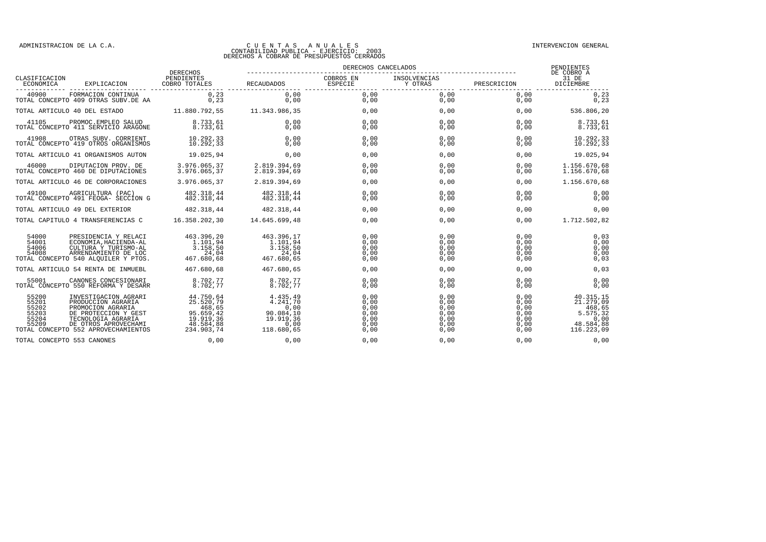# CUENTAS ANUALES
## CONTABILIDAD PUBLICA - EJERCICIO: 2003
## DERECHOS A COBRAR DE PRESUPUESTOS CERRADOS

| CLASIFICACION ECONOMICA | EXPLICACION | DERECHOS PENDIENTES COBRO TOTALES | DERECHOS CANCELADOS | | | | PENDIENTES DE COBRO A 31 DE DICIEMBRE |
|---|---|---|---|---|---|---|---|
| | | | RECAUDADOS | COBROS EN ESPECIE | INSOLVENCIAS Y OTRAS | PRESCRICION | |
| 40900 | FORMACION CONTINUA | 0,23 | 0,00 | 0,00 | 0,00 | 0,00 | 0,23 |
| TOTAL CONCEPTO 409 OTRAS SUBV.DE AA | | 0,23 | 0,00 | 0,00 | 0,00 | 0,00 | 0,23 |
| TOTAL ARTICULO 40 DEL ESTADO | | 11.880.792,55 | 11.343.986,35 | 0,00 | 0,00 | 0,00 | 536.806,20 |
| 41105 | PROMOC.EMPLEO SALUD | 8.733,61 | 0,00 | 0,00 | 0,00 | 0,00 | 8.733,61 |
| TOTAL CONCEPTO 411 SERVICIO ARAGONE | | 8.733,61 | 0,00 | 0,00 | 0,00 | 0,00 | 8.733,61 |
| 41908 | OTRAS SUBV. CORRIENT | 10.292,33 | 0,00 | 0,00 | 0,00 | 0,00 | 10.292,33 |
| TOTAL CONCEPTO 419 OTROS ORGANISMOS | | 10.292,33 | 0,00 | 0,00 | 0,00 | 0,00 | 10.292,33 |
| TOTAL ARTICULO 41 ORGANISMOS AUTON | | 19.025,94 | 0,00 | 0,00 | 0,00 | 0,00 | 19.025,94 |
| 46000 | DIPUTACION PROV. DE | 3.976.065,37 | 2.819.394,69 | 0,00 | 0,00 | 0,00 | 1.156.670,68 |
| TOTAL CONCEPTO 460 DE DIPUTACIONES | | 3.976.065,37 | 2.819.394,69 | 0,00 | 0,00 | 0,00 | 1.156.670,68 |
| TOTAL ARTICULO 46 DE CORPORACIONES | | 3.976.065,37 | 2.819.394,69 | 0,00 | 0,00 | 0,00 | 1.156.670,68 |
| 49100 | AGRICULTURA (PAC) | 482.318,44 | 482.318,44 | 0,00 | 0,00 | 0,00 | 0,00 |
| TOTAL CONCEPTO 491 FEOGA- SECCION G | | 482.318,44 | 482.318,44 | 0,00 | 0,00 | 0,00 | 0,00 |
| TOTAL ARTICULO 49 DEL EXTERIOR | | 482.318,44 | 482.318,44 | 0,00 | 0,00 | 0,00 | 0,00 |
| TOTAL CAPITULO 4 TRANSFERENCIAS C | | 16.358.202,30 | 14.645.699,48 | 0,00 | 0,00 | 0,00 | 1.712.502,82 |
| 54000 | PRESIDENCIA Y RELACI | 463.396,20 | 463.396,17 | 0,00 | 0,00 | 0,00 | 0,03 |
| 54001 | ECONOMIA,HACIENDA-AL | 1.101,94 | 1.101,94 | 0,00 | 0,00 | 0,00 | 0,00 |
| 54006 | CULTURA Y TURISMO-AL | 3.158,50 | 3.158,50 | 0,00 | 0,00 | 0,00 | 0,00 |
| 54008 | ARRENDAMIENTO DE LOC | 24,04 | 24,04 | 0,00 | 0,00 | 0,00 | 0,00 |
| TOTAL CONCEPTO 540 ALQUILER Y PTOS. | | 467.680,68 | 467.680,65 | 0,00 | 0,00 | 0,00 | 0,03 |
| TOTAL ARTICULO 54 RENTA DE INMUEBL | | 467.680,68 | 467.680,65 | 0,00 | 0,00 | 0,00 | 0,03 |
| 55001 | CANONES CONCESIONARI | 8.702,77 | 8.702,77 | 0,00 | 0,00 | 0,00 | 0,00 |
| TOTAL CONCEPTO 550 REFORMA Y DESARR | | 8.702,77 | 8.702,77 | 0,00 | 0,00 | 0,00 | 0,00 |
| 55200 | INVESTIGACION AGRARI | 44.750,64 | 4.435,49 | 0,00 | 0,00 | 0,00 | 40.315,15 |
| 55201 | PRODUCCION AGRARIA | 25.520,79 | 4.241,70 | 0,00 | 0,00 | 0,00 | 21.279,09 |
| 55202 | PROMOCION AGRARIA | 468,65 | 0,00 | 0,00 | 0,00 | 0,00 | 468,65 |
| 55203 | DE PROTECCION Y GEST | 95.659,42 | 90.084,10 | 0,00 | 0,00 | 0,00 | 5.575,32 |
| 55204 | TECNOLOGIA AGRARIA | 19.919,36 | 19.919,36 | 0,00 | 0,00 | 0,00 | 0,00 |
| 55209 | DE OTROS APROVECHAMI | 48.584,88 | 0,00 | 0,00 | 0,00 | 0,00 | 48.584,88 |
| TOTAL CONCEPTO 552 APROVECHAMIENTOS | | 234.903,74 | 118.680,65 | 0,00 | 0,00 | 0,00 | 116.223,09 |
| TOTAL CONCEPTO 553 CANONES | | 0,00 | 0,00 | 0,00 | 0,00 | 0,00 | 0,00 |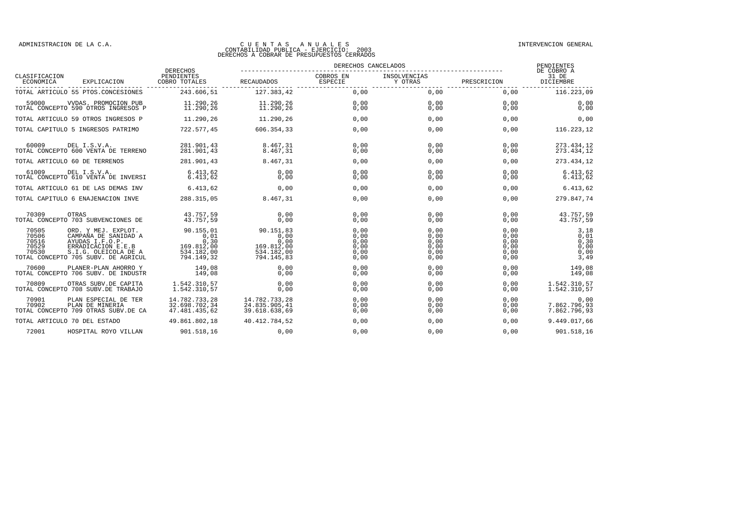# CUENTAS ANUALES
## CONTABILIDAD PUBLICA - EJERCICIO: 2003
## DERECHOS A COBRAR DE PRESUPUESTOS CERRADOS

| CLASIFICACION ECONOMICA | EXPLICACION | DERECHOS PENDIENTES COBRO TOTALES | DERECHOS CANCELADOS RECAUDADOS | COBROS EN ESPECIE | INSOLVENCIAS Y OTRAS | PRESCRIPCION | PENDIENTES DE COBRO A 31 DE DICIEMBRE |
|---|---|---|---|---|---|---|---|
| TOTAL ARTICULO 55 PTOS.CONCESIONES | | 243.606,51 | 127.383,42 | 0,00 | 0,00 | 0,00 | 116.223,09 |
| 59000 | VVDAS. PROMOCION PUB | 11.290,26 | 11.290,26 | 0,00 | 0,00 | 0,00 | 0,00 |
| TOTAL CONCEPTO 590 OTROS INGRESOS P | | 11.290,26 | 11.290,26 | 0,00 | 0,00 | 0,00 | 0,00 |
| TOTAL ARTICULO 59 OTROS INGRESOS P | | 11.290,26 | 11.290,26 | 0,00 | 0,00 | 0,00 | 0,00 |
| TOTAL CAPITULO 5 INGRESOS PATRIMO | | 722.577,45 | 606.354,33 | 0,00 | 0,00 | 0,00 | 116.223,12 |
| 60009 | DEL I.S.V.A. | 281.901,43 | 8.467,31 | 0,00 | 0,00 | 0,00 | 273.434,12 |
| TOTAL CONCEPTO 600 VENTA DE TERRENO | | 281.901,43 | 8.467,31 | 0,00 | 0,00 | 0,00 | 273.434,12 |
| TOTAL ARTICULO 60 DE TERRENOS | | 281.901,43 | 8.467,31 | 0,00 | 0,00 | 0,00 | 273.434,12 |
| 61009 | DEL I.S.V.A. | 6.413,62 | 0,00 | 0,00 | 0,00 | 0,00 | 6.413,62 |
| TOTAL CONCEPTO 610 VENTA DE INVERSI | | 6.413,62 | 0,00 | 0,00 | 0,00 | 0,00 | 6.413,62 |
| TOTAL ARTICULO 61 DE LAS DEMAS INV | | 6.413,62 | 0,00 | 0,00 | 0,00 | 0,00 | 6.413,62 |
| TOTAL CAPITULO 6 ENAJENACION INVE | | 288.315,05 | 8.467,31 | 0,00 | 0,00 | 0,00 | 279.847,74 |
| 70309 | OTRAS | 43.757,59 | 0,00 | 0,00 | 0,00 | 0,00 | 43.757,59 |
| TOTAL CONCEPTO 703 SUBVENCIONES DE | | 43.757,59 | 0,00 | 0,00 | 0,00 | 0,00 | 43.757,59 |
| 70505 | ORD. Y MEJ. EXPLOT. | 90.155,01 | 90.151,83 | 0,00 | 0,00 | 0,00 | 3,18 |
| 70506 | CAMPAÑA DE SANIDAD A | 0,01 | 0,00 | 0,00 | 0,00 | 0,00 | 0,01 |
| 70516 | AYUDAS I.F.O.P. | 0,30 | 0,00 | 0,00 | 0,00 | 0,00 | 0,30 |
| 70529 | ERRADICACION E.E.B | 169.812,00 | 169.812,00 | 0,00 | 0,00 | 0,00 | 0,00 |
| 70530 | S.I.G. OLEICOLA DE A | 534.182,00 | 534.182,00 | 0,00 | 0,00 | 0,00 | 0,00 |
| TOTAL CONCEPTO 705 SUBV. DE AGRICUL | | 794.149,32 | 794.145,83 | 0,00 | 0,00 | 0,00 | 3,49 |
| 70600 | PLANER-PLAN AHORRO Y | 149,08 | 0,00 | 0,00 | 0,00 | 0,00 | 149,08 |
| TOTAL CONCEPTO 706 SUBV. DE INDUSTR | | 149,08 | 0,00 | 0,00 | 0,00 | 0,00 | 149,08 |
| 70809 | OTRAS SUBV.DE CAPITA | 1.542.310,57 | 0,00 | 0,00 | 0,00 | 0,00 | 1.542.310,57 |
| TOTAL CONCEPTO 708 SUBV.DE TRABAJO | | 1.542.310,57 | 0,00 | 0,00 | 0,00 | 0,00 | 1.542.310,57 |
| 70901 | PLAN ESPECIAL DE TER | 14.782.733,28 | 14.782.733,28 | 0,00 | 0,00 | 0,00 | 0,00 |
| 70902 | PLAN DE MINERIA | 32.698.702,34 | 24.835.905,41 | 0,00 | 0,00 | 0,00 | 7.862.796,93 |
| TOTAL CONCEPTO 709 OTRAS SUBV.DE CA | | 47.481.435,62 | 39.618.638,69 | 0,00 | 0,00 | 0,00 | 7.862.796,93 |
| TOTAL ARTICULO 70 DEL ESTADO | | 49.861.802,18 | 40.412.784,52 | 0,00 | 0,00 | 0,00 | 9.449.017,66 |
| 72001 | HOSPITAL ROYO VILLAN | 901.518,16 | 0,00 | 0,00 | 0,00 | 0,00 | 901.518,16 |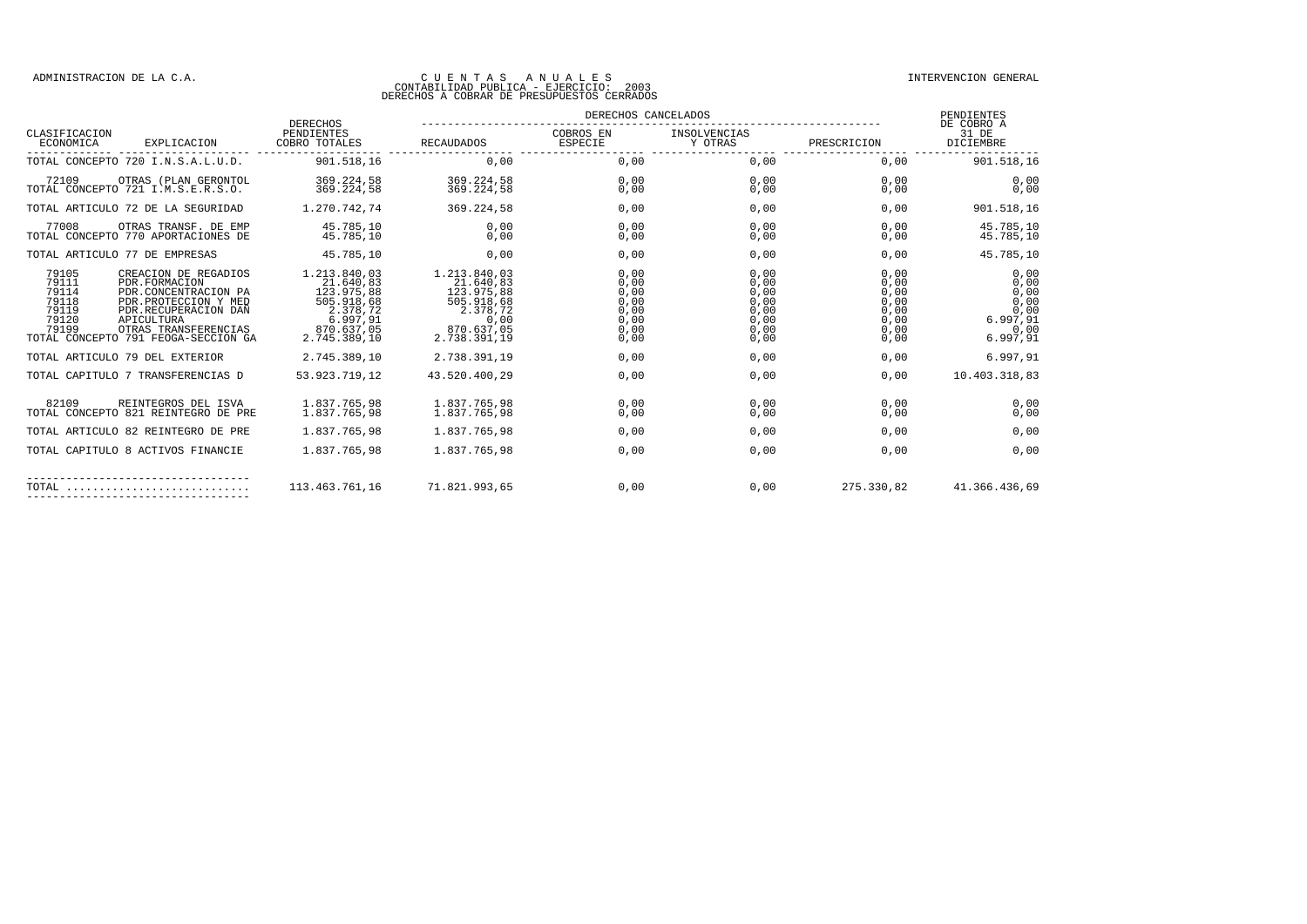ADMINISTRACION DE LA C.A.

# CUENTAS ANUALES
## CONTABILIDAD PUBLICA - EJERCICIO: 2003
## DERECHOS A COBRAR DE PRESUPUESTOS CERRADOS

INTERVENCION GENERAL

| CLASIFICACION ECONOMICA | EXPLICACION | DERECHOS PENDIENTES COBRO TOTALES | DERECHOS CANCELADOS | | | | PENDIENTES DE COBRO A 31 DE DICIEMBRE |
|---|---|---|---|---|---|---|---|
| | | | RECAUDADOS | COBROS EN ESPECIE | INSOLVENCIAS Y OTRAS | PRESCRICION | |
| TOTAL CONCEPTO 720 I.N.S.A.L.U.D. | | 901.518,16 | 0,00 | 0,00 | 0,00 | 0,00 | 901.518,16 |
| 72109 | OTRAS (PLAN GERONTOL | 369.224,58 | 369.224,58 | 0,00 | 0,00 | 0,00 | 0,00 |
| TOTAL CONCEPTO 721 I.M.S.E.R.S.O. | | 369.224,58 | 369.224,58 | 0,00 | 0,00 | 0,00 | 0,00 |
| TOTAL ARTICULO 72 DE LA SEGURIDAD | | 1.270.742,74 | 369.224,58 | 0,00 | 0,00 | 0,00 | 901.518,16 |
| 77008 | OTRAS TRANSF. DE EMP | 45.785,10 | 0,00 | 0,00 | 0,00 | 0,00 | 45.785,10 |
| TOTAL CONCEPTO 770 APORTACIONES DE | | 45.785,10 | 0,00 | 0,00 | 0,00 | 0,00 | 45.785,10 |
| TOTAL ARTICULO 77 DE EMPRESAS | | 45.785,10 | 0,00 | 0,00 | 0,00 | 0,00 | 45.785,10 |
| 79105 | CREACION DE REGADIOS | 1.213.840,03 | 1.213.840,03 | 0,00 | 0,00 | 0,00 | 0,00 |
| 79111 | PDR.FORMACION | 21.640,83 | 21.640,83 | 0,00 | 0,00 | 0,00 | 0,00 |
| 79114 | PDR.CONCENTRACION PA | 123.975,88 | 123.975,88 | 0,00 | 0,00 | 0,00 | 0,00 |
| 79118 | PDR.PROTECCION Y MED | 505.918,68 | 505.918,68 | 0,00 | 0,00 | 0,00 | 0,00 |
| 79119 | PDR.RECUPERACION DAN | 2.378,72 | 2.378,72 | 0,00 | 0,00 | 0,00 | 0,00 |
| 79120 | APICULTURA | 6.997,91 | 0,00 | 0,00 | 0,00 | 0,00 | 6.997,91 |
| 79199 | OTRAS TRANSFERENCIAS | 870.637,05 | 870.637,05 | 0,00 | 0,00 | 0,00 | 0,00 |
| TOTAL CONCEPTO 791 FEOGA-SECCION GA | | 2.745.389,10 | 2.738.391,19 | 0,00 | 0,00 | 0,00 | 6.997,91 |
| TOTAL ARTICULO 79 DEL EXTERIOR | | 2.745.389,10 | 2.738.391,19 | 0,00 | 0,00 | 0,00 | 6.997,91 |
| TOTAL CAPITULO 7 TRANSFERENCIAS D | | 53.923.719,12 | 43.520.400,29 | 0,00 | 0,00 | 0,00 | 10.403.318,83 |
| 82109 | REINTEGROS DEL ISVA | 1.837.765,98 | 1.837.765,98 | 0,00 | 0,00 | 0,00 | 0,00 |
| TOTAL CONCEPTO 821 REINTEGRO DE PRE | | 1.837.765,98 | 1.837.765,98 | 0,00 | 0,00 | 0,00 | 0,00 |
| TOTAL ARTICULO 82 REINTEGRO DE PRE | | 1.837.765,98 | 1.837.765,98 | 0,00 | 0,00 | 0,00 | 0,00 |
| TOTAL CAPITULO 8 ACTIVOS FINANCIE | | 1.837.765,98 | 1.837.765,98 | 0,00 | 0,00 | 0,00 | 0,00 |
| TOTAL ............................ | | 113.463.761,16 | 71.821.993,65 | 0,00 | 0,00 | 275.330,82 | 41.366.436,69 |